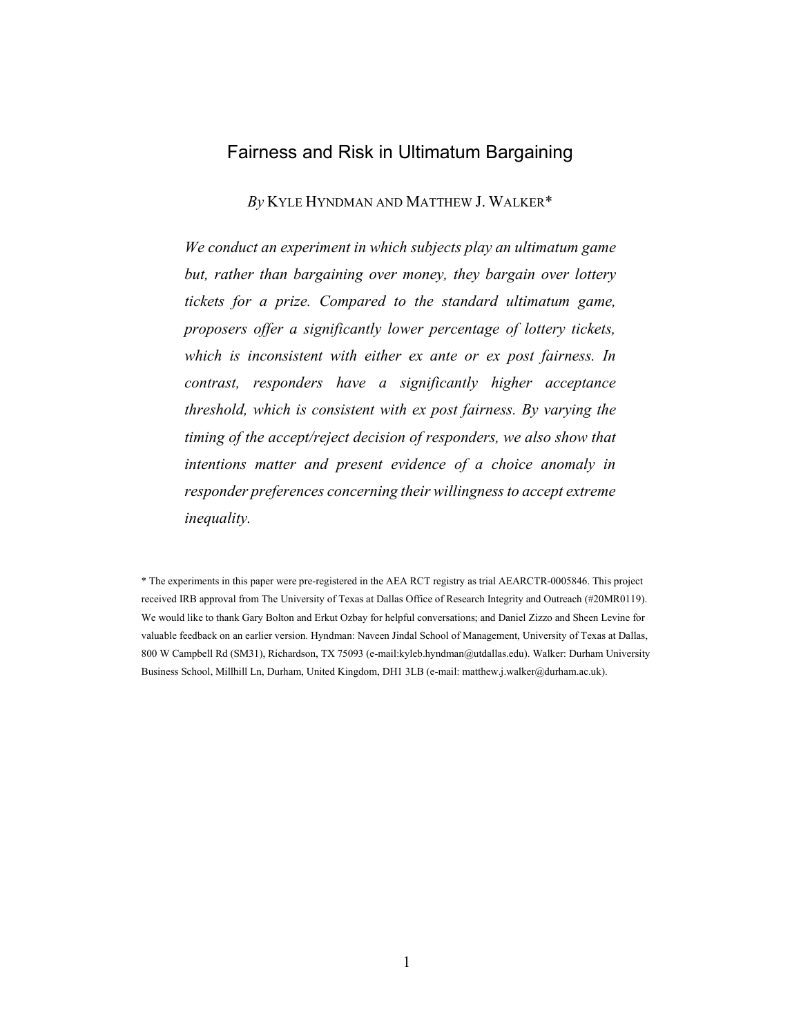# Fairness and Risk in Ultimatum Bargaining

*By* KYLE HYNDMAN AND MATTHEW J. WALKER*

*We conduct an experiment in which subjects play an ultimatum game but, rather than bargaining over money, they bargain over lottery tickets for a prize. Compared to the standard ultimatum game, proposers offer a significantly lower percentage of lottery tickets, which is inconsistent with either ex ante or ex post fairness. In contrast, responders have a significantly higher acceptance threshold, which is consistent with ex post fairness. By varying the timing of the accept/reject decision of responders, we also show that intentions matter and present evidence of a choice anomaly in responder preferences concerning their willingness to accept extreme inequality.*

\* The experiments in this paper were pre-registered in the AEA RCT registry as trial AEARCTR-0005846. This project received IRB approval from The University of Texas at Dallas Office of Research Integrity and Outreach (#20MR0119). We would like to thank Gary Bolton and Erkut Ozbay for helpful conversations; and Daniel Zizzo and Sheen Levine for valuable feedback on an earlier version. Hyndman: Naveen Jindal School of Management, University of Texas at Dallas, 800 W Campbell Rd (SM31), Richardson, TX 75093 (e-mail:kyleb.hyndman@utdallas.edu). Walker: Durham University Business School, Millhill Ln, Durham, United Kingdom, DH1 3LB (e-mail: matthew.j.walker@durham.ac.uk).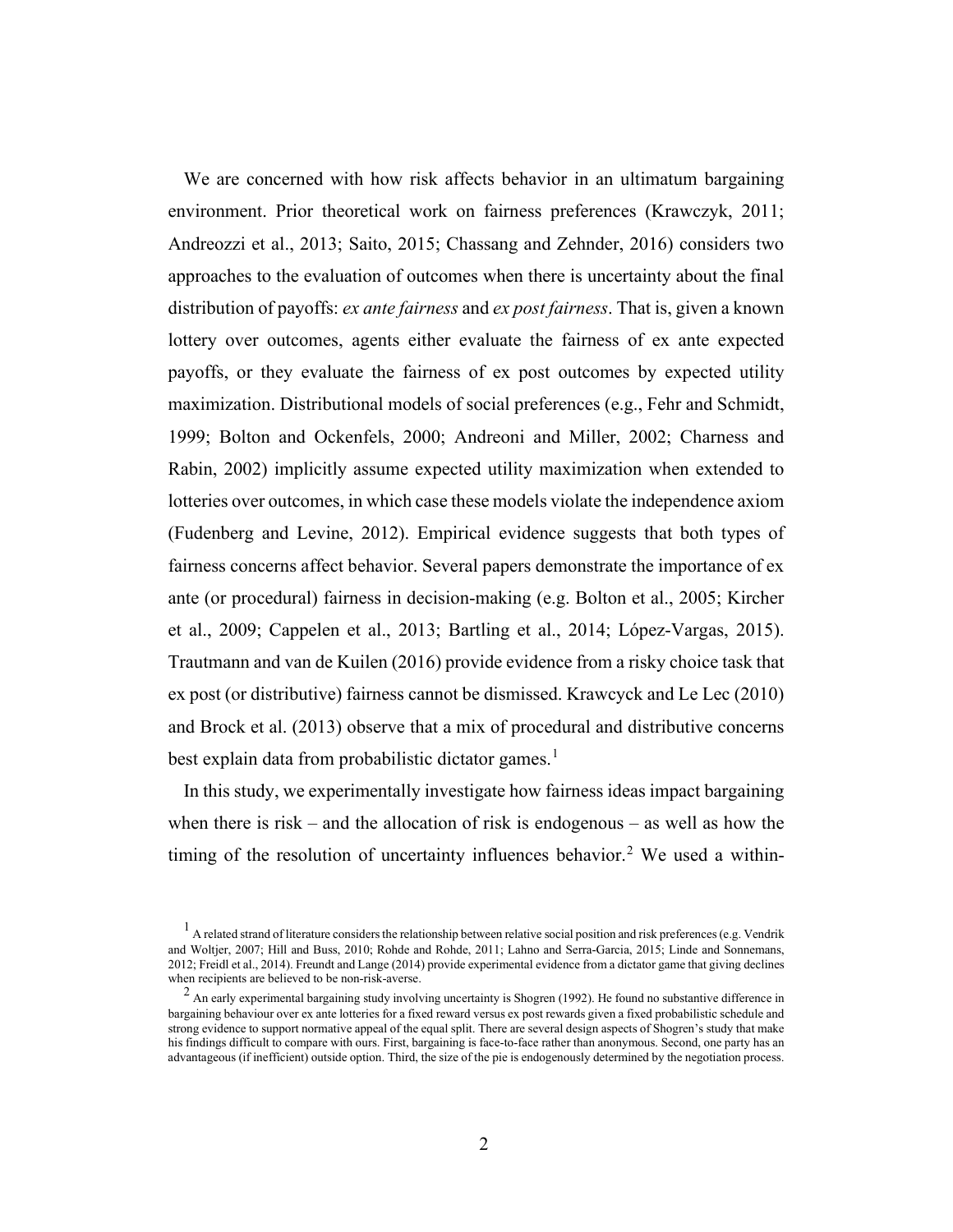We are concerned with how risk affects behavior in an ultimatum bargaining environment. Prior theoretical work on fairness preferences (Krawczyk, 2011; Andreozzi et al., 2013; Saito, 2015; Chassang and Zehnder, 2016) considers two approaches to the evaluation of outcomes when there is uncertainty about the final distribution of payoffs: *ex ante fairness* and *ex post fairness*. That is, given a known lottery over outcomes, agents either evaluate the fairness of ex ante expected payoffs, or they evaluate the fairness of ex post outcomes by expected utility maximization. Distributional models of social preferences (e.g., Fehr and Schmidt, 1999; Bolton and Ockenfels, 2000; Andreoni and Miller, 2002; Charness and Rabin, 2002) implicitly assume expected utility maximization when extended to lotteries over outcomes, in which case these models violate the independence axiom (Fudenberg and Levine, 2012). Empirical evidence suggests that both types of fairness concerns affect behavior. Several papers demonstrate the importance of ex ante (or procedural) fairness in decision-making (e.g. Bolton et al., 2005; Kircher et al., 2009; Cappelen et al., 2013; Bartling et al., 2014; López-Vargas, 2015). Trautmann and van de Kuilen (2016) provide evidence from a risky choice task that ex post (or distributive) fairness cannot be dismissed. Krawcyck and Le Lec (2010) and Brock et al. (2013) observe that a mix of procedural and distributive concerns best explain data from probabilistic dictator games.[1]

In this study, we experimentally investigate how fairness ideas impact bargaining when there is risk – and the allocation of risk is endogenous – as well as how the timing of the resolution of uncertainty influences behavior.[2] We used a within-

[1] A related strand of literature considers the relationship between relative social position and risk preferences (e.g. Vendrik and Woltjer, 2007; Hill and Buss, 2010; Rohde and Rohde, 2011; Lahno and Serra-Garcia, 2015; Linde and Sonnemans, 2012; Freidl et al., 2014). Freundt and Lange (2014) provide experimental evidence from a dictator game that giving declines when recipients are believed to be non-risk-averse.

[2] An early experimental bargaining study involving uncertainty is Shogren (1992). He found no substantive difference in bargaining behaviour over ex ante lotteries for a fixed reward versus ex post rewards given a fixed probabilistic schedule and strong evidence to support normative appeal of the equal split. There are several design aspects of Shogren's study that make his findings difficult to compare with ours. First, bargaining is face-to-face rather than anonymous. Second, one party has an advantageous (if inefficient) outside option. Third, the size of the pie is endogenously determined by the negotiation process.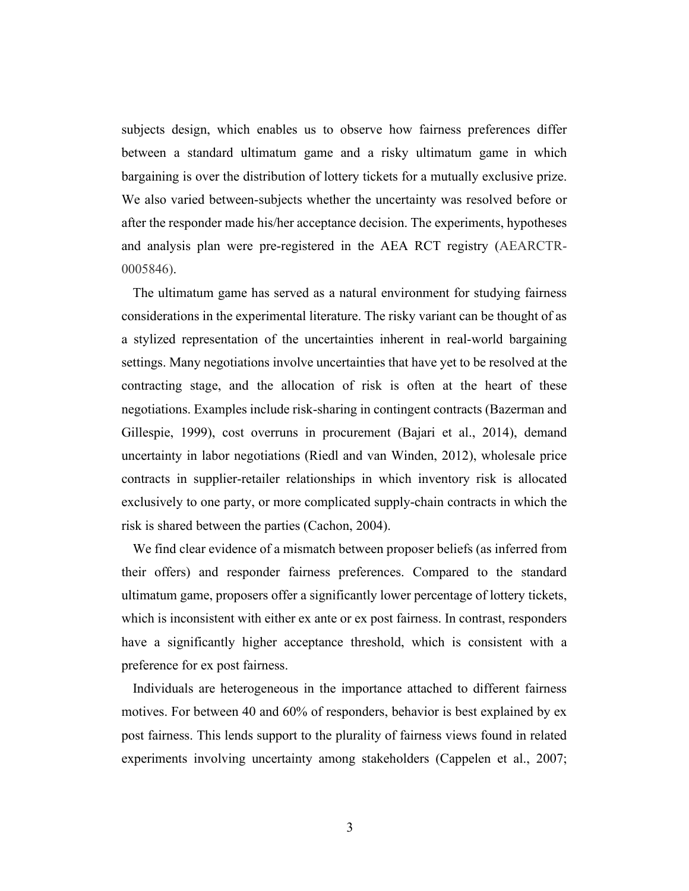subjects design, which enables us to observe how fairness preferences differ between a standard ultimatum game and a risky ultimatum game in which bargaining is over the distribution of lottery tickets for a mutually exclusive prize. We also varied between-subjects whether the uncertainty was resolved before or after the responder made his/her acceptance decision. The experiments, hypotheses and analysis plan were pre-registered in the AEA RCT registry (AEARCTR-0005846).

The ultimatum game has served as a natural environment for studying fairness considerations in the experimental literature. The risky variant can be thought of as a stylized representation of the uncertainties inherent in real-world bargaining settings. Many negotiations involve uncertainties that have yet to be resolved at the contracting stage, and the allocation of risk is often at the heart of these negotiations. Examples include risk-sharing in contingent contracts (Bazerman and Gillespie, 1999), cost overruns in procurement (Bajari et al., 2014), demand uncertainty in labor negotiations (Riedl and van Winden, 2012), wholesale price contracts in supplier-retailer relationships in which inventory risk is allocated exclusively to one party, or more complicated supply-chain contracts in which the risk is shared between the parties (Cachon, 2004).

We find clear evidence of a mismatch between proposer beliefs (as inferred from their offers) and responder fairness preferences. Compared to the standard ultimatum game, proposers offer a significantly lower percentage of lottery tickets, which is inconsistent with either ex ante or ex post fairness. In contrast, responders have a significantly higher acceptance threshold, which is consistent with a preference for ex post fairness.

Individuals are heterogeneous in the importance attached to different fairness motives. For between 40 and 60% of responders, behavior is best explained by ex post fairness. This lends support to the plurality of fairness views found in related experiments involving uncertainty among stakeholders (Cappelen et al., 2007;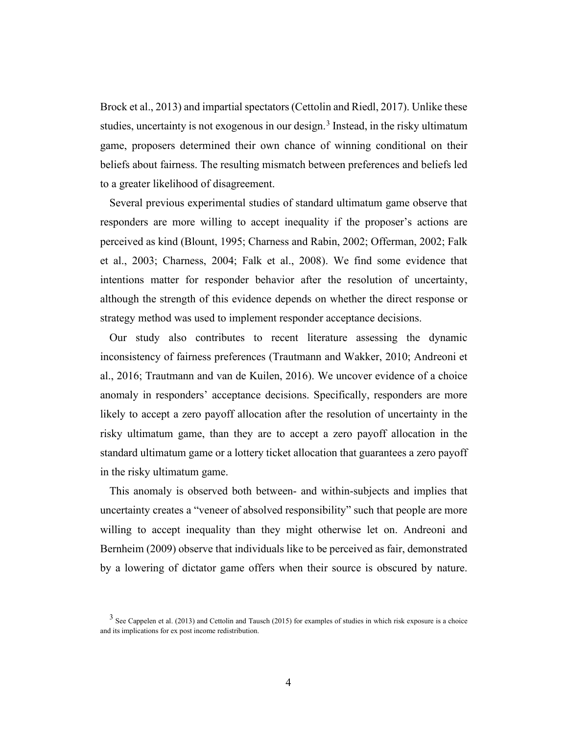Brock et al., 2013) and impartial spectators (Cettolin and Riedl, 2017). Unlike these studies, uncertainty is not exogenous in our design.[3] Instead, in the risky ultimatum game, proposers determined their own chance of winning conditional on their beliefs about fairness. The resulting mismatch between preferences and beliefs led to a greater likelihood of disagreement.

Several previous experimental studies of standard ultimatum game observe that responders are more willing to accept inequality if the proposer's actions are perceived as kind (Blount, 1995; Charness and Rabin, 2002; Offerman, 2002; Falk et al., 2003; Charness, 2004; Falk et al., 2008). We find some evidence that intentions matter for responder behavior after the resolution of uncertainty, although the strength of this evidence depends on whether the direct response or strategy method was used to implement responder acceptance decisions.

Our study also contributes to recent literature assessing the dynamic inconsistency of fairness preferences (Trautmann and Wakker, 2010; Andreoni et al., 2016; Trautmann and van de Kuilen, 2016). We uncover evidence of a choice anomaly in responders' acceptance decisions. Specifically, responders are more likely to accept a zero payoff allocation after the resolution of uncertainty in the risky ultimatum game, than they are to accept a zero payoff allocation in the standard ultimatum game or a lottery ticket allocation that guarantees a zero payoff in the risky ultimatum game.

This anomaly is observed both between- and within-subjects and implies that uncertainty creates a "veneer of absolved responsibility" such that people are more willing to accept inequality than they might otherwise let on. Andreoni and Bernheim (2009) observe that individuals like to be perceived as fair, demonstrated by a lowering of dictator game offers when their source is obscured by nature.

[3] See Cappelen et al. (2013) and Cettolin and Tausch (2015) for examples of studies in which risk exposure is a choice and its implications for ex post income redistribution.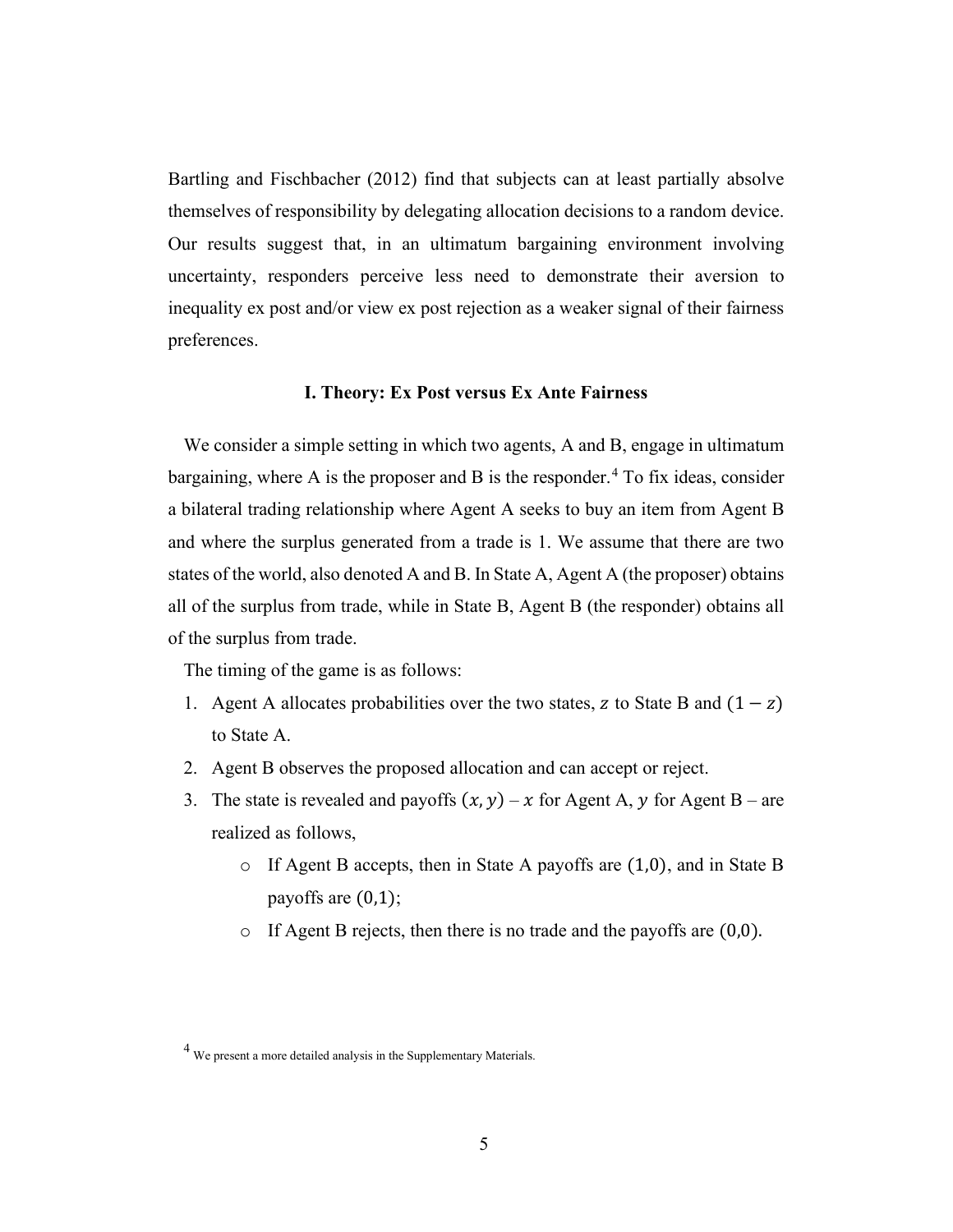Bartling and Fischbacher (2012) find that subjects can at least partially absolve themselves of responsibility by delegating allocation decisions to a random device. Our results suggest that, in an ultimatum bargaining environment involving uncertainty, responders perceive less need to demonstrate their aversion to inequality ex post and/or view ex post rejection as a weaker signal of their fairness preferences.

## I. Theory: Ex Post versus Ex Ante Fairness

We consider a simple setting in which two agents, A and B, engage in ultimatum bargaining, where A is the proposer and B is the responder.[4] To fix ideas, consider a bilateral trading relationship where Agent A seeks to buy an item from Agent B and where the surplus generated from a trade is 1. We assume that there are two states of the world, also denoted A and B. In State A, Agent A (the proposer) obtains all of the surplus from trade, while in State B, Agent B (the responder) obtains all of the surplus from trade.

The timing of the game is as follows:

1. Agent A allocates probabilities over the two states, $z$ to State B and $(1 - z)$ to State A.
2. Agent B observes the proposed allocation and can accept or reject.
3. The state is revealed and payoffs $(x, y)$ – $x$ for Agent A, $y$ for Agent B – are realized as follows,
   - If Agent B accepts, then in State A payoffs are $(1,0)$, and in State B payoffs are $(0,1)$;
   - If Agent B rejects, then there is no trade and the payoffs are $(0,0)$.

[4] We present a more detailed analysis in the Supplementary Materials.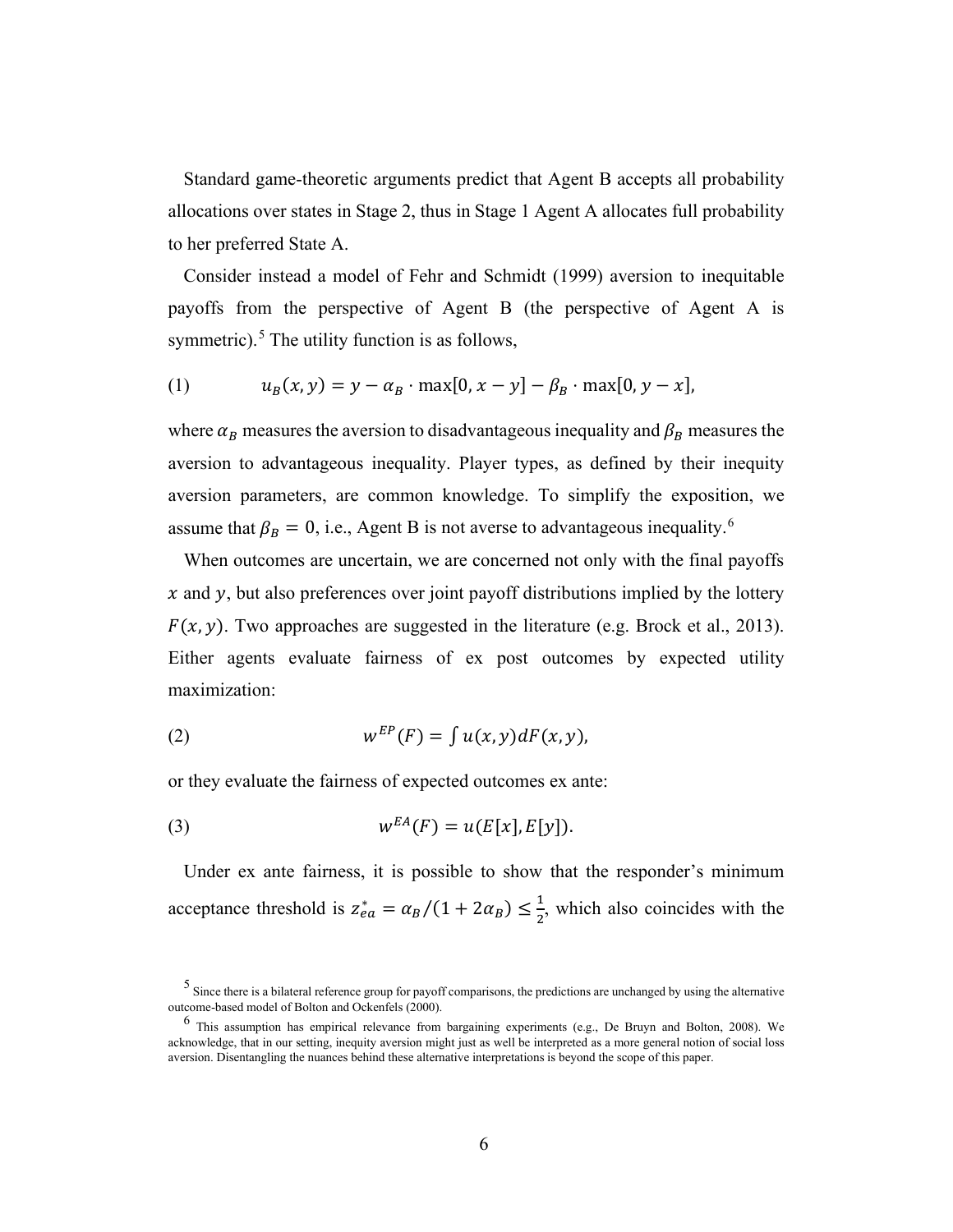Standard game-theoretic arguments predict that Agent B accepts all probability allocations over states in Stage 2, thus in Stage 1 Agent A allocates full probability to her preferred State A.

Consider instead a model of Fehr and Schmidt (1999) aversion to inequitable payoffs from the perspective of Agent B (the perspective of Agent A is symmetric).[5] The utility function is as follows,

$$u_B(x, y) = y - \alpha_B \cdot \max[0, x - y] - \beta_B \cdot \max[0, y - x], \tag{1}$$

where $\alpha_B$ measures the aversion to disadvantageous inequality and $\beta_B$ measures the aversion to advantageous inequality. Player types, as defined by their inequity aversion parameters, are common knowledge. To simplify the exposition, we assume that $\beta_B = 0$, i.e., Agent B is not averse to advantageous inequality.[6]

When outcomes are uncertain, we are concerned not only with the final payoffs $x$ and $y$, but also preferences over joint payoff distributions implied by the lottery $F(x, y)$. Two approaches are suggested in the literature (e.g. Brock et al., 2013). Either agents evaluate fairness of ex post outcomes by expected utility maximization:

$$w^{EP}(F) = \int u(x, y) dF(x, y), \tag{2}$$

or they evaluate the fairness of expected outcomes ex ante:

$$w^{EA}(F) = u(E[x], E[y]). \tag{3}$$

Under ex ante fairness, it is possible to show that the responder's minimum acceptance threshold is $z^*_{ea} = \alpha_B/(1 + 2\alpha_B) \leq \frac{1}{2}$, which also coincides with the

[5] Since there is a bilateral reference group for payoff comparisons, the predictions are unchanged by using the alternative outcome-based model of Bolton and Ockenfels (2000).

[6] This assumption has empirical relevance from bargaining experiments (e.g., De Bruyn and Bolton, 2008). We acknowledge, that in our setting, inequity aversion might just as well be interpreted as a more general notion of social loss aversion. Disentangling the nuances behind these alternative interpretations is beyond the scope of this paper.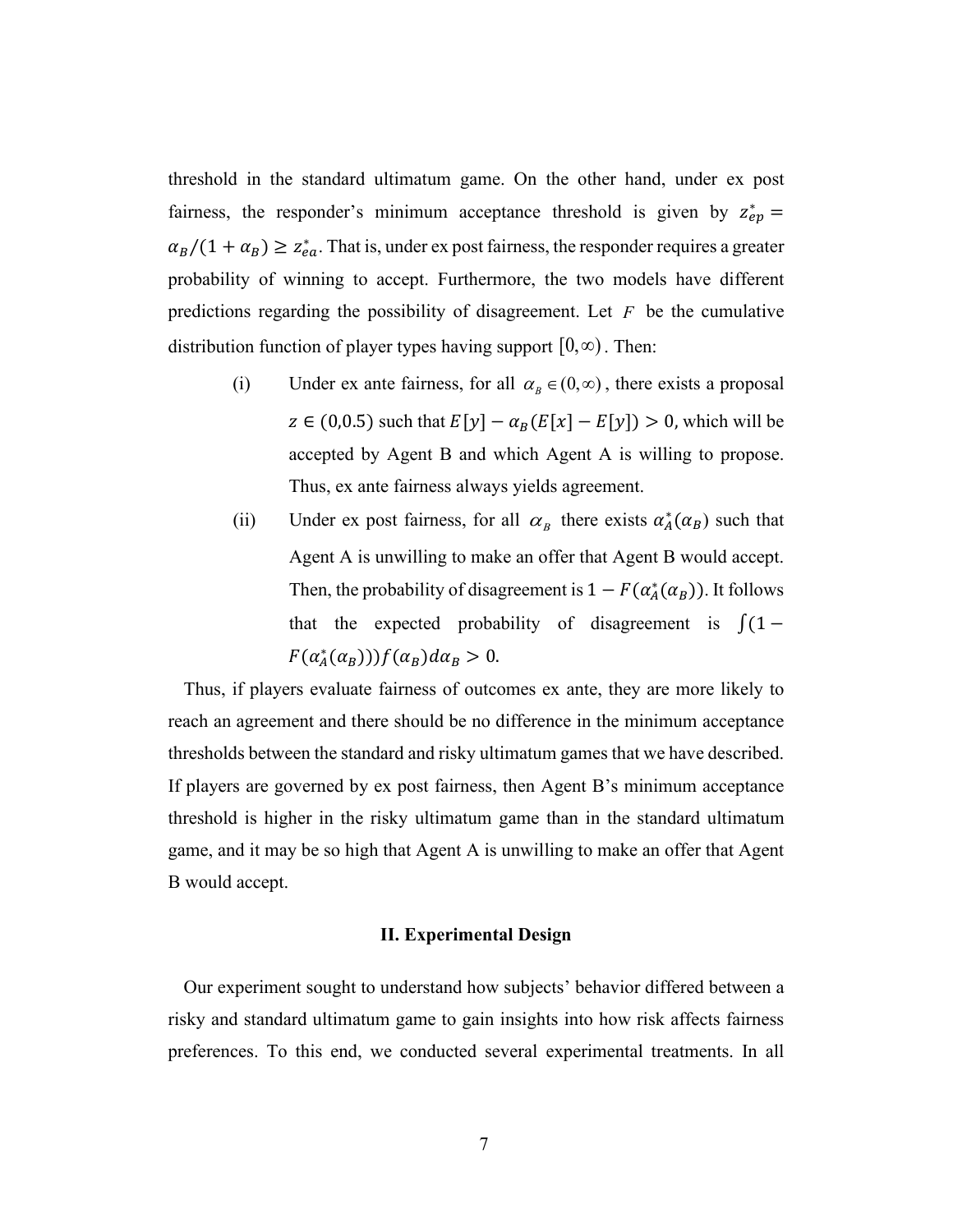threshold in the standard ultimatum game. On the other hand, under ex post fairness, the responder's minimum acceptance threshold is given by $z_{ep}^* = \alpha_B/(1+\alpha_B) \geq z_{ea}^*$. That is, under ex post fairness, the responder requires a greater probability of winning to accept. Furthermore, the two models have different predictions regarding the possibility of disagreement. Let $F$ be the cumulative distribution function of player types having support $[0,\infty)$. Then:

(i) Under ex ante fairness, for all $\alpha_B \in (0,\infty)$, there exists a proposal $z \in (0,0.5)$ such that $E[y] - \alpha_B(E[x] - E[y]) > 0$, which will be accepted by Agent B and which Agent A is willing to propose. Thus, ex ante fairness always yields agreement.

(ii) Under ex post fairness, for all $\alpha_B$ there exists $\alpha_A^*(\alpha_B)$ such that Agent A is unwilling to make an offer that Agent B would accept. Then, the probability of disagreement is $1 - F(\alpha_A^*(\alpha_B))$. It follows that the expected probability of disagreement is $\int (1 - F(\alpha_A^*(\alpha_B))) f(\alpha_B) d\alpha_B > 0$.

Thus, if players evaluate fairness of outcomes ex ante, they are more likely to reach an agreement and there should be no difference in the minimum acceptance thresholds between the standard and risky ultimatum games that we have described. If players are governed by ex post fairness, then Agent B's minimum acceptance threshold is higher in the risky ultimatum game than in the standard ultimatum game, and it may be so high that Agent A is unwilling to make an offer that Agent B would accept.

## II. Experimental Design

Our experiment sought to understand how subjects' behavior differed between a risky and standard ultimatum game to gain insights into how risk affects fairness preferences. To this end, we conducted several experimental treatments. In all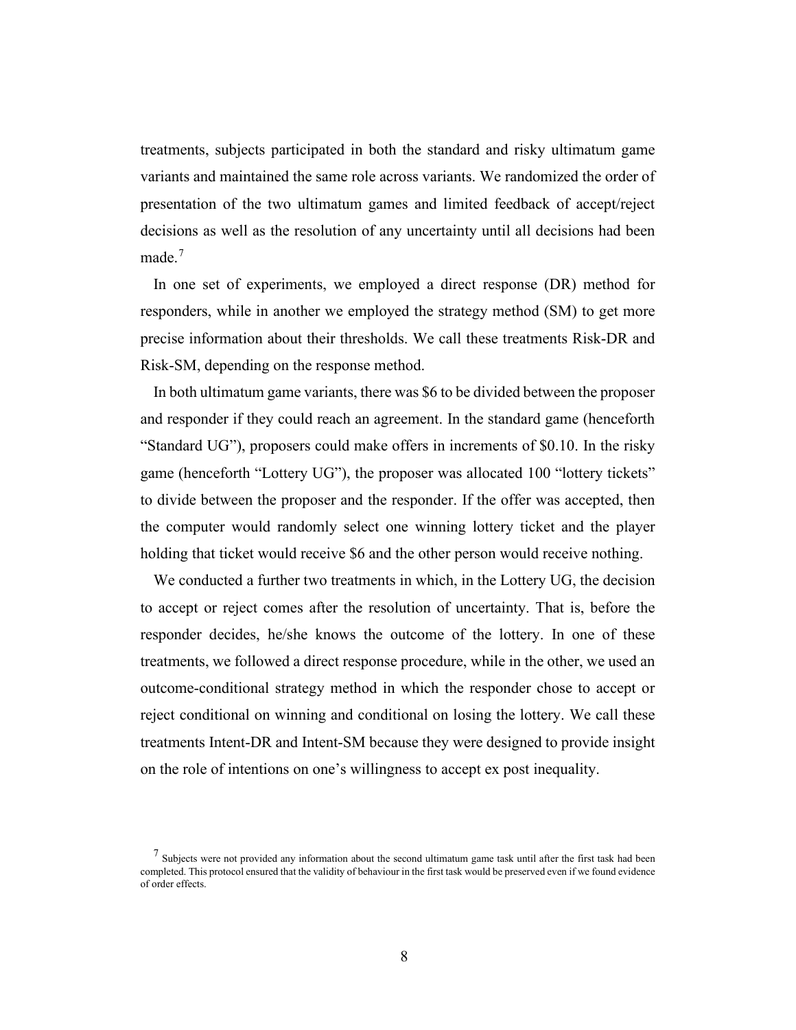treatments, subjects participated in both the standard and risky ultimatum game variants and maintained the same role across variants. We randomized the order of presentation of the two ultimatum games and limited feedback of accept/reject decisions as well as the resolution of any uncertainty until all decisions had been made.[7]

In one set of experiments, we employed a direct response (DR) method for responders, while in another we employed the strategy method (SM) to get more precise information about their thresholds. We call these treatments Risk-DR and Risk-SM, depending on the response method.

In both ultimatum game variants, there was $6 to be divided between the proposer and responder if they could reach an agreement. In the standard game (henceforth "Standard UG"), proposers could make offers in increments of $0.10. In the risky game (henceforth "Lottery UG"), the proposer was allocated 100 "lottery tickets" to divide between the proposer and the responder. If the offer was accepted, then the computer would randomly select one winning lottery ticket and the player holding that ticket would receive $6 and the other person would receive nothing.

We conducted a further two treatments in which, in the Lottery UG, the decision to accept or reject comes after the resolution of uncertainty. That is, before the responder decides, he/she knows the outcome of the lottery. In one of these treatments, we followed a direct response procedure, while in the other, we used an outcome-conditional strategy method in which the responder chose to accept or reject conditional on winning and conditional on losing the lottery. We call these treatments Intent-DR and Intent-SM because they were designed to provide insight on the role of intentions on one's willingness to accept ex post inequality.

[7] Subjects were not provided any information about the second ultimatum game task until after the first task had been completed. This protocol ensured that the validity of behaviour in the first task would be preserved even if we found evidence of order effects.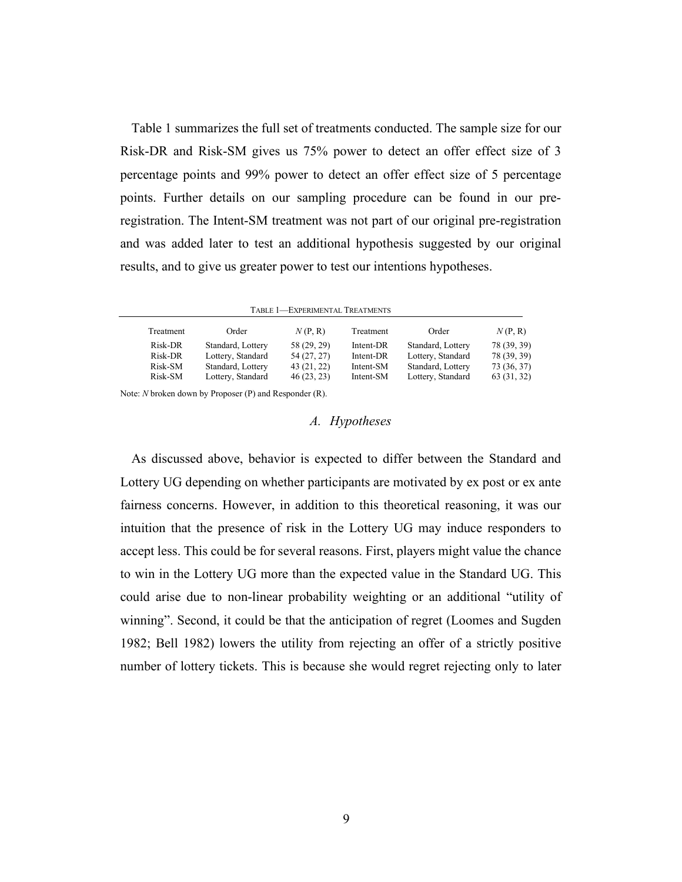Table 1 summarizes the full set of treatments conducted. The sample size for our Risk-DR and Risk-SM gives us 75% power to detect an offer effect size of 3 percentage points and 99% power to detect an offer effect size of 5 percentage points. Further details on our sampling procedure can be found in our pre-registration. The Intent-SM treatment was not part of our original pre-registration and was added later to test an additional hypothesis suggested by our original results, and to give us greater power to test our intentions hypotheses.

TABLE 1—EXPERIMENTAL TREATMENTS

| Treatment | Order | *N* (P, R) | Treatment | Order | *N* (P, R) |
|---|---|---|---|---|---|
| Risk-DR | Standard, Lottery | 58 (29, 29) | Intent-DR | Standard, Lottery | 78 (39, 39) |
| Risk-DR | Lottery, Standard | 54 (27, 27) | Intent-DR | Lottery, Standard | 78 (39, 39) |
| Risk-SM | Standard, Lottery | 43 (21, 22) | Intent-SM | Standard, Lottery | 73 (36, 37) |
| Risk-SM | Lottery, Standard | 46 (23, 23) | Intent-SM | Lottery, Standard | 63 (31, 32) |

Note: *N* broken down by Proposer (P) and Responder (R).

### *A. Hypotheses*

As discussed above, behavior is expected to differ between the Standard and Lottery UG depending on whether participants are motivated by ex post or ex ante fairness concerns. However, in addition to this theoretical reasoning, it was our intuition that the presence of risk in the Lottery UG may induce responders to accept less. This could be for several reasons. First, players might value the chance to win in the Lottery UG more than the expected value in the Standard UG. This could arise due to non-linear probability weighting or an additional "utility of winning". Second, it could be that the anticipation of regret (Loomes and Sugden 1982; Bell 1982) lowers the utility from rejecting an offer of a strictly positive number of lottery tickets. This is because she would regret rejecting only to later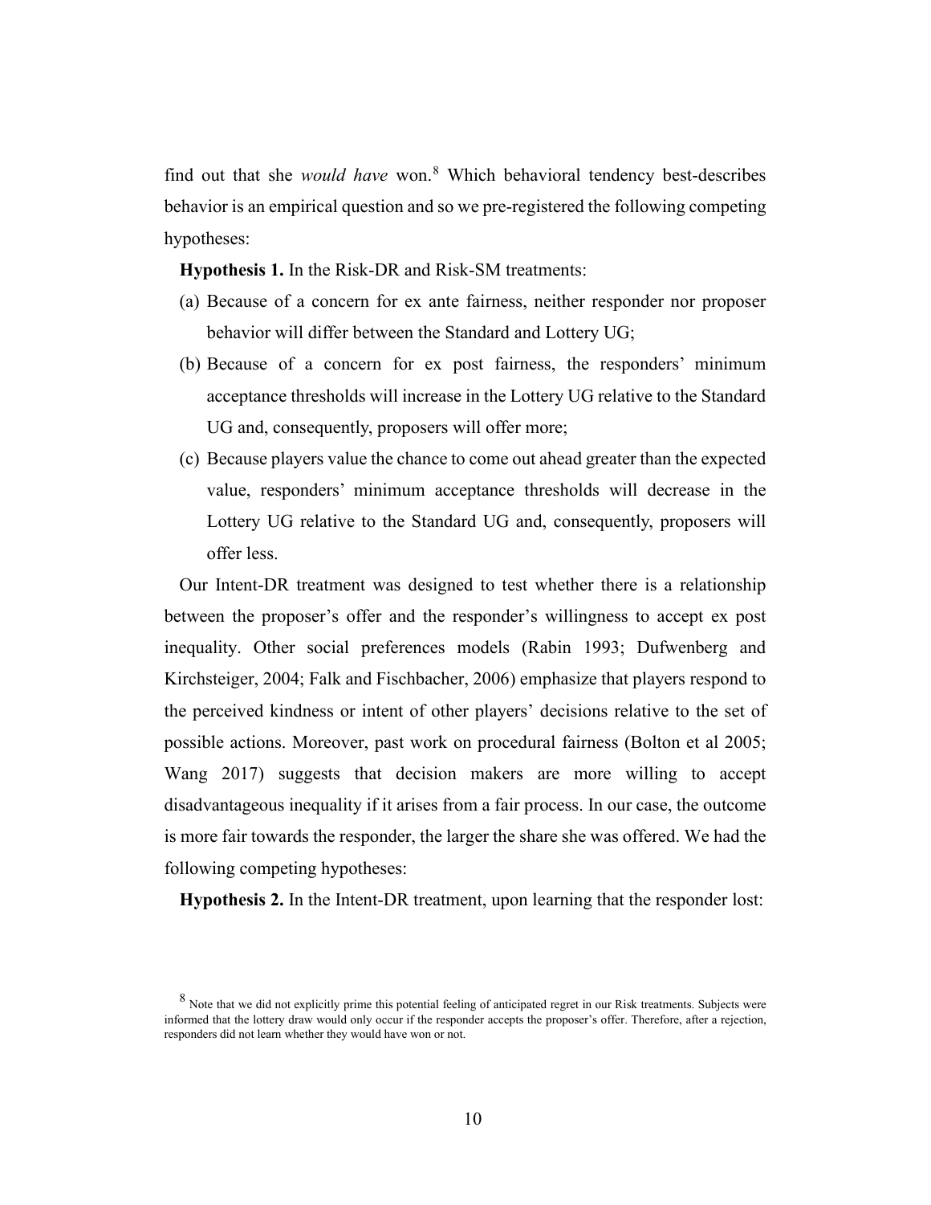find out that she *would have* won.[8] Which behavioral tendency best-describes behavior is an empirical question and so we pre-registered the following competing hypotheses:

**Hypothesis 1.** In the Risk-DR and Risk-SM treatments:

(a) Because of a concern for ex ante fairness, neither responder nor proposer behavior will differ between the Standard and Lottery UG;

(b) Because of a concern for ex post fairness, the responders' minimum acceptance thresholds will increase in the Lottery UG relative to the Standard UG and, consequently, proposers will offer more;

(c) Because players value the chance to come out ahead greater than the expected value, responders' minimum acceptance thresholds will decrease in the Lottery UG relative to the Standard UG and, consequently, proposers will offer less.

Our Intent-DR treatment was designed to test whether there is a relationship between the proposer's offer and the responder's willingness to accept ex post inequality. Other social preferences models (Rabin 1993; Dufwenberg and Kirchsteiger, 2004; Falk and Fischbacher, 2006) emphasize that players respond to the perceived kindness or intent of other players' decisions relative to the set of possible actions. Moreover, past work on procedural fairness (Bolton et al 2005; Wang 2017) suggests that decision makers are more willing to accept disadvantageous inequality if it arises from a fair process. In our case, the outcome is more fair towards the responder, the larger the share she was offered. We had the following competing hypotheses:

**Hypothesis 2.** In the Intent-DR treatment, upon learning that the responder lost:

[8] Note that we did not explicitly prime this potential feeling of anticipated regret in our Risk treatments. Subjects were informed that the lottery draw would only occur if the responder accepts the proposer's offer. Therefore, after a rejection, responders did not learn whether they would have won or not.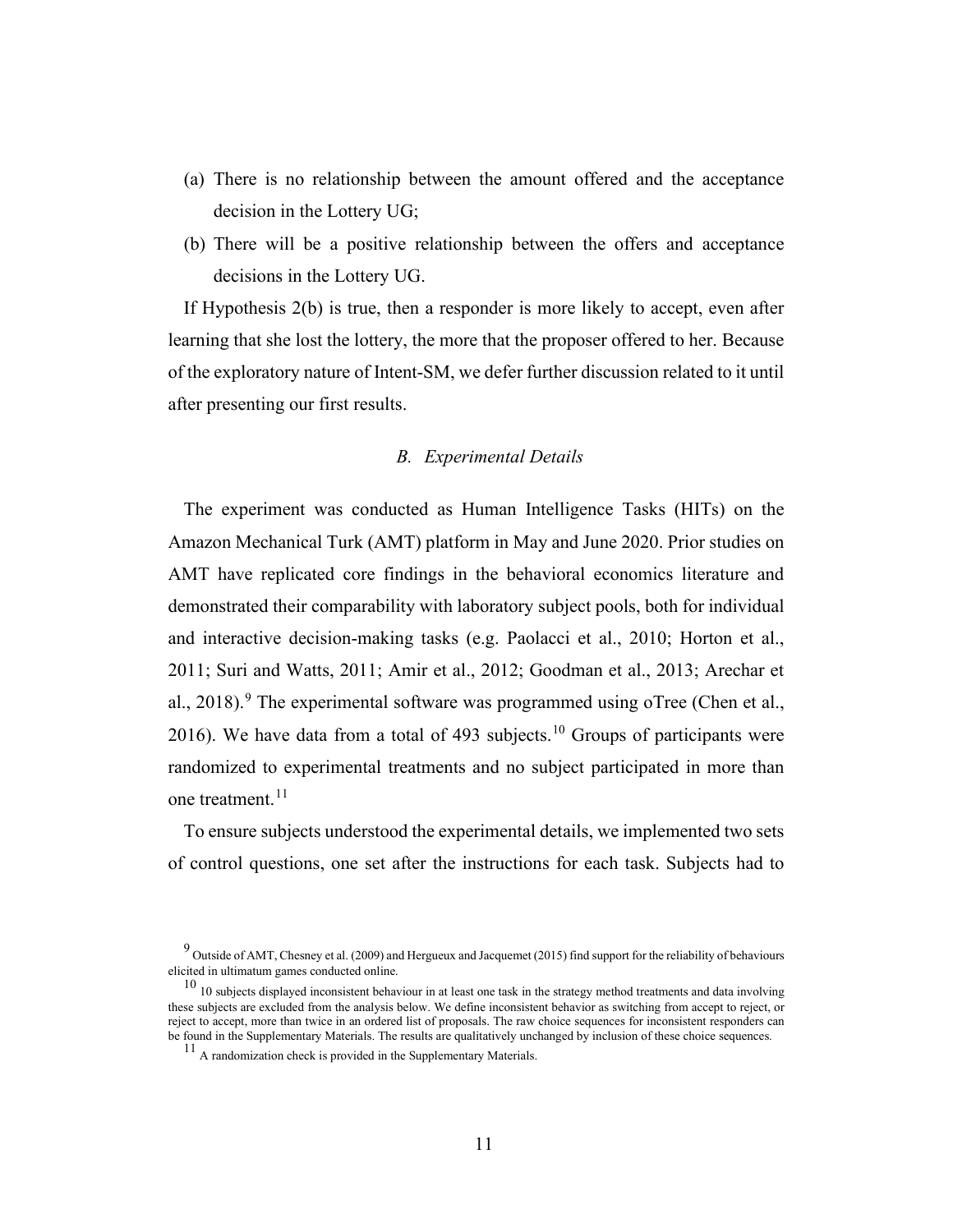(a) There is no relationship between the amount offered and the acceptance decision in the Lottery UG;

(b) There will be a positive relationship between the offers and acceptance decisions in the Lottery UG.

If Hypothesis 2(b) is true, then a responder is more likely to accept, even after learning that she lost the lottery, the more that the proposer offered to her. Because of the exploratory nature of Intent-SM, we defer further discussion related to it until after presenting our first results.

### *B. Experimental Details*

The experiment was conducted as Human Intelligence Tasks (HITs) on the Amazon Mechanical Turk (AMT) platform in May and June 2020. Prior studies on AMT have replicated core findings in the behavioral economics literature and demonstrated their comparability with laboratory subject pools, both for individual and interactive decision-making tasks (e.g. Paolacci et al., 2010; Horton et al., 2011; Suri and Watts, 2011; Amir et al., 2012; Goodman et al., 2013; Arechar et al., 2018).[9] The experimental software was programmed using oTree (Chen et al., 2016). We have data from a total of 493 subjects.[10] Groups of participants were randomized to experimental treatments and no subject participated in more than one treatment.[11]

To ensure subjects understood the experimental details, we implemented two sets of control questions, one set after the instructions for each task. Subjects had to

[9] Outside of AMT, Chesney et al. (2009) and Hergueux and Jacquemet (2015) find support for the reliability of behaviours elicited in ultimatum games conducted online.

[10] 10 subjects displayed inconsistent behaviour in at least one task in the strategy method treatments and data involving these subjects are excluded from the analysis below. We define inconsistent behavior as switching from accept to reject, or reject to accept, more than twice in an ordered list of proposals. The raw choice sequences for inconsistent responders can be found in the Supplementary Materials. The results are qualitatively unchanged by inclusion of these choice sequences.

[11] A randomization check is provided in the Supplementary Materials.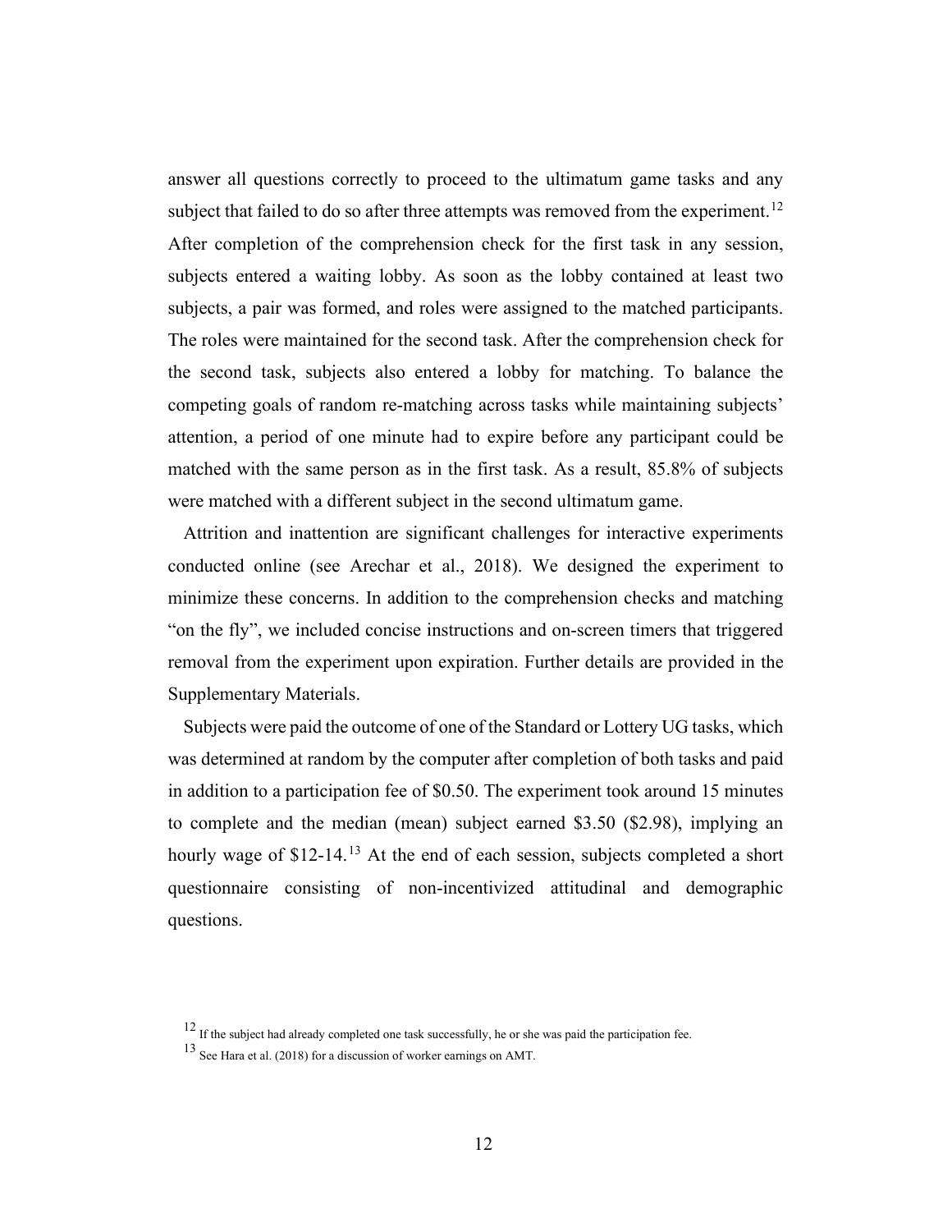answer all questions correctly to proceed to the ultimatum game tasks and any subject that failed to do so after three attempts was removed from the experiment.[12] After completion of the comprehension check for the first task in any session, subjects entered a waiting lobby. As soon as the lobby contained at least two subjects, a pair was formed, and roles were assigned to the matched participants. The roles were maintained for the second task. After the comprehension check for the second task, subjects also entered a lobby for matching. To balance the competing goals of random re-matching across tasks while maintaining subjects' attention, a period of one minute had to expire before any participant could be matched with the same person as in the first task. As a result, 85.8% of subjects were matched with a different subject in the second ultimatum game.

Attrition and inattention are significant challenges for interactive experiments conducted online (see Arechar et al., 2018). We designed the experiment to minimize these concerns. In addition to the comprehension checks and matching "on the fly", we included concise instructions and on-screen timers that triggered removal from the experiment upon expiration. Further details are provided in the Supplementary Materials.

Subjects were paid the outcome of one of the Standard or Lottery UG tasks, which was determined at random by the computer after completion of both tasks and paid in addition to a participation fee of $0.50. The experiment took around 15 minutes to complete and the median (mean) subject earned $3.50 ($2.98), implying an hourly wage of $12-14.[13] At the end of each session, subjects completed a short questionnaire consisting of non-incentivized attitudinal and demographic questions.

[12] If the subject had already completed one task successfully, he or she was paid the participation fee.

[13] See Hara et al. (2018) for a discussion of worker earnings on AMT.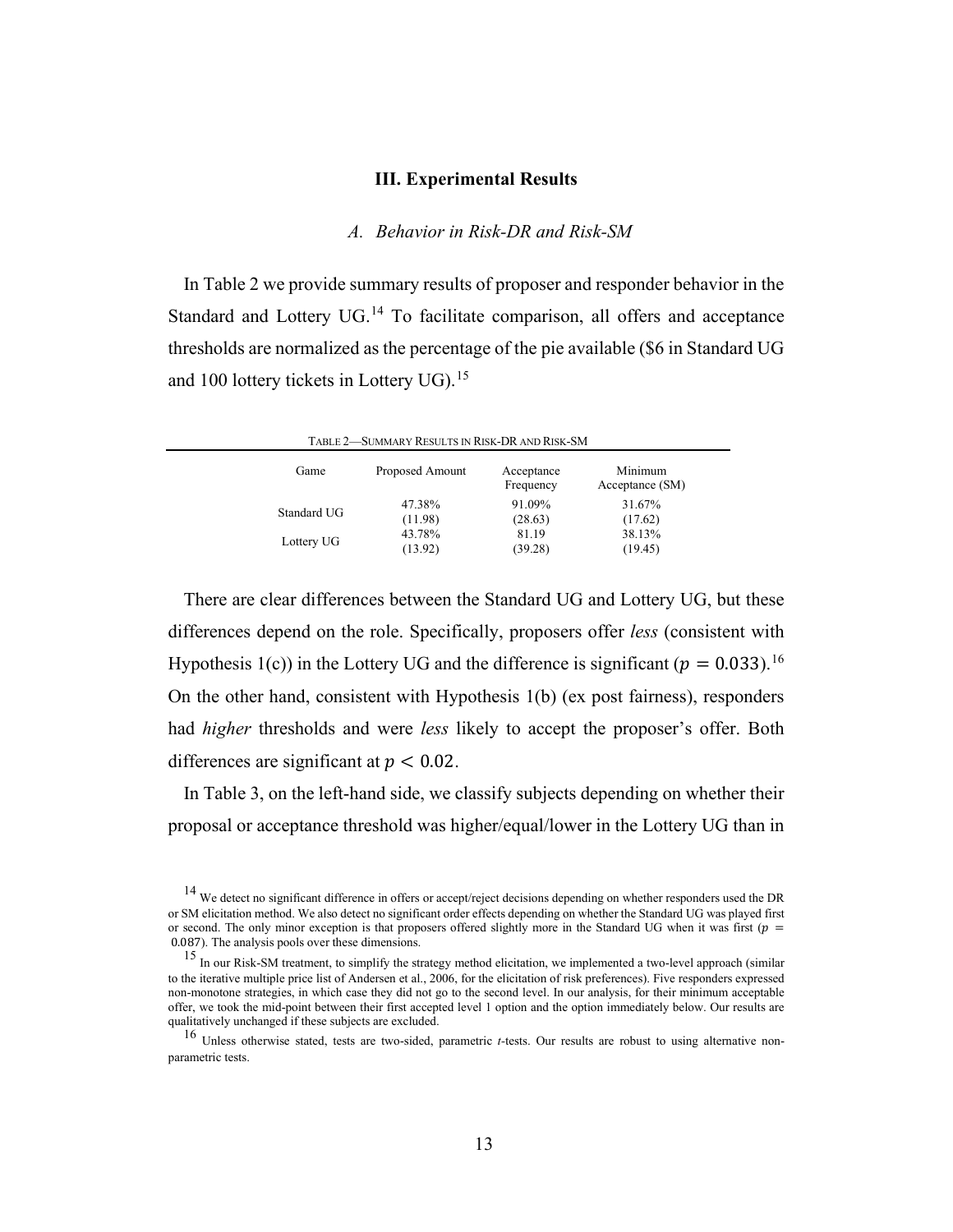## III. Experimental Results

### *A. Behavior in Risk-DR and Risk-SM*

In Table 2 we provide summary results of proposer and responder behavior in the Standard and Lottery UG.[14] To facilitate comparison, all offers and acceptance thresholds are normalized as the percentage of the pie available ($6 in Standard UG and 100 lottery tickets in Lottery UG).[15]

TABLE 2—SUMMARY RESULTS IN RISK-DR AND RISK-SM

| Game | Proposed Amount | Acceptance Frequency | Minimum Acceptance (SM) |
|---|---|---|---|
| Standard UG | 47.38% | 91.09% | 31.67% |
| | (11.98) | (28.63) | (17.62) |
| Lottery UG | 43.78% | 81.19 | 38.13% |
| | (13.92) | (39.28) | (19.45) |

There are clear differences between the Standard UG and Lottery UG, but these differences depend on the role. Specifically, proposers offer *less* (consistent with Hypothesis 1(c)) in the Lottery UG and the difference is significant ($p = 0.033$).[16] On the other hand, consistent with Hypothesis 1(b) (ex post fairness), responders had *higher* thresholds and were *less* likely to accept the proposer's offer. Both differences are significant at $p < 0.02$.

In Table 3, on the left-hand side, we classify subjects depending on whether their proposal or acceptance threshold was higher/equal/lower in the Lottery UG than in

[14] We detect no significant difference in offers or accept/reject decisions depending on whether responders used the DR or SM elicitation method. We also detect no significant order effects depending on whether the Standard UG was played first or second. The only minor exception is that proposers offered slightly more in the Standard UG when it was first ($p = 0.087$). The analysis pools over these dimensions.

[15] In our Risk-SM treatment, to simplify the strategy method elicitation, we implemented a two-level approach (similar to the iterative multiple price list of Andersen et al., 2006, for the elicitation of risk preferences). Five responders expressed non-monotone strategies, in which case they did not go to the second level. In our analysis, for their minimum acceptable offer, we took the mid-point between their first accepted level 1 option and the option immediately below. Our results are qualitatively unchanged if these subjects are excluded.

[16] Unless otherwise stated, tests are two-sided, parametric *t*-tests. Our results are robust to using alternative non-parametric tests.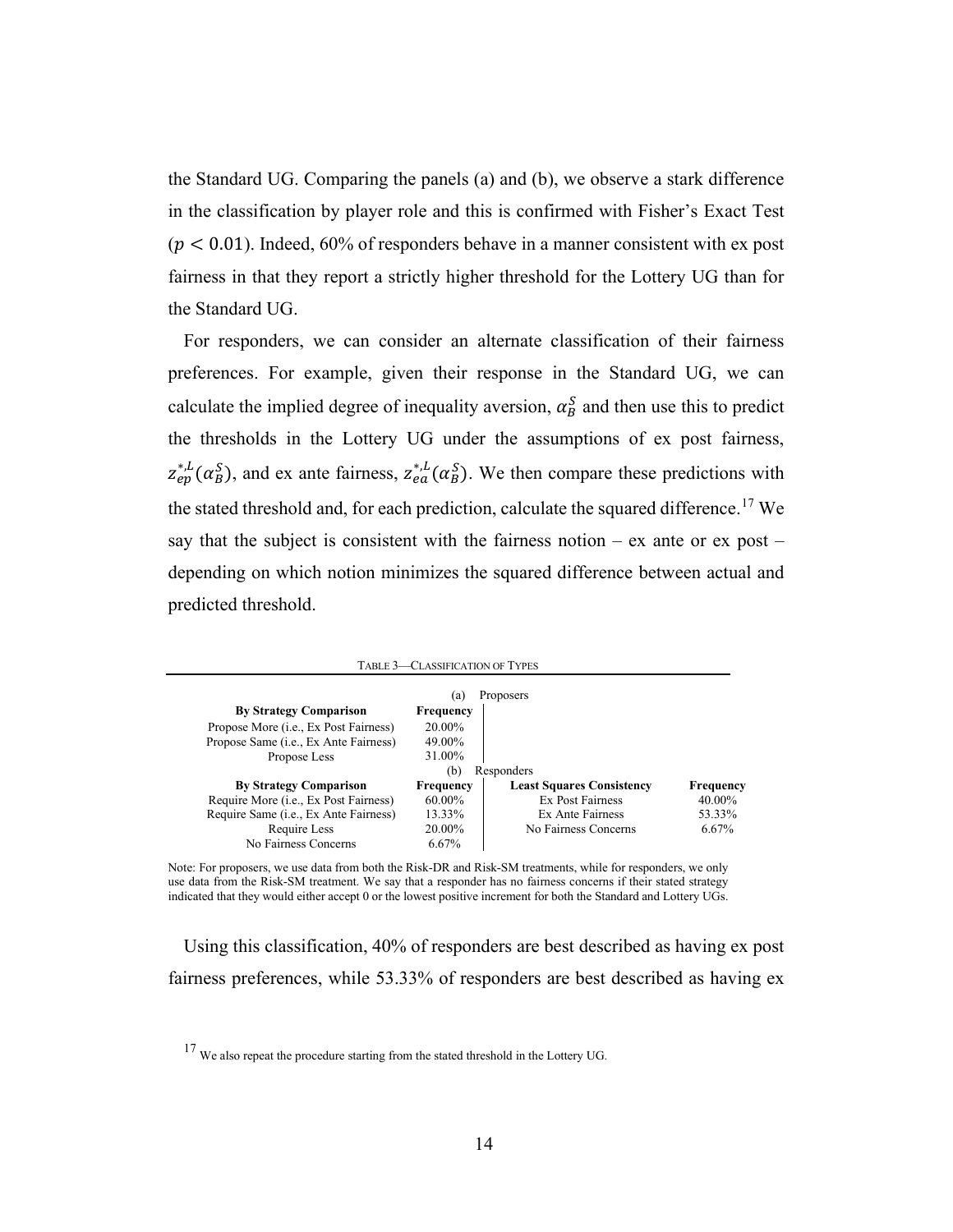the Standard UG. Comparing the panels (a) and (b), we observe a stark difference in the classification by player role and this is confirmed with Fisher's Exact Test ($p < 0.01$). Indeed, 60% of responders behave in a manner consistent with ex post fairness in that they report a strictly higher threshold for the Lottery UG than for the Standard UG.

For responders, we can consider an alternate classification of their fairness preferences. For example, given their response in the Standard UG, we can calculate the implied degree of inequality aversion, $\alpha_B^S$ and then use this to predict the thresholds in the Lottery UG under the assumptions of ex post fairness, $z_{ep}^{*,L}(\alpha_B^S)$, and ex ante fairness, $z_{ea}^{*,L}(\alpha_B^S)$. We then compare these predictions with the stated threshold and, for each prediction, calculate the squared difference.[17] We say that the subject is consistent with the fairness notion – ex ante or ex post – depending on which notion minimizes the squared difference between actual and predicted threshold.

TABLE 3—CLASSIFICATION OF TYPES

| (a) Proposers | | | |
|---|---|---|---|
| **By Strategy Comparison** | **Frequency** | | |
| Propose More (i.e., Ex Post Fairness) | 20.00% | | |
| Propose Same (i.e., Ex Ante Fairness) | 49.00% | | |
| Propose Less | 31.00% | | |
| **(b) Responders** | | | |
| **By Strategy Comparison** | **Frequency** | **Least Squares Consistency** | **Frequency** |
| Require More (i.e., Ex Post Fairness) | 60.00% | Ex Post Fairness | 40.00% |
| Require Same (i.e., Ex Ante Fairness) | 13.33% | Ex Ante Fairness | 53.33% |
| Require Less | 20.00% | No Fairness Concerns | 6.67% |
| No Fairness Concerns | 6.67% | | |

Note: For proposers, we use data from both the Risk-DR and Risk-SM treatments, while for responders, we only use data from the Risk-SM treatment. We say that a responder has no fairness concerns if their stated strategy indicated that they would either accept 0 or the lowest positive increment for both the Standard and Lottery UGs.

Using this classification, 40% of responders are best described as having ex post fairness preferences, while 53.33% of responders are best described as having ex

[17] We also repeat the procedure starting from the stated threshold in the Lottery UG.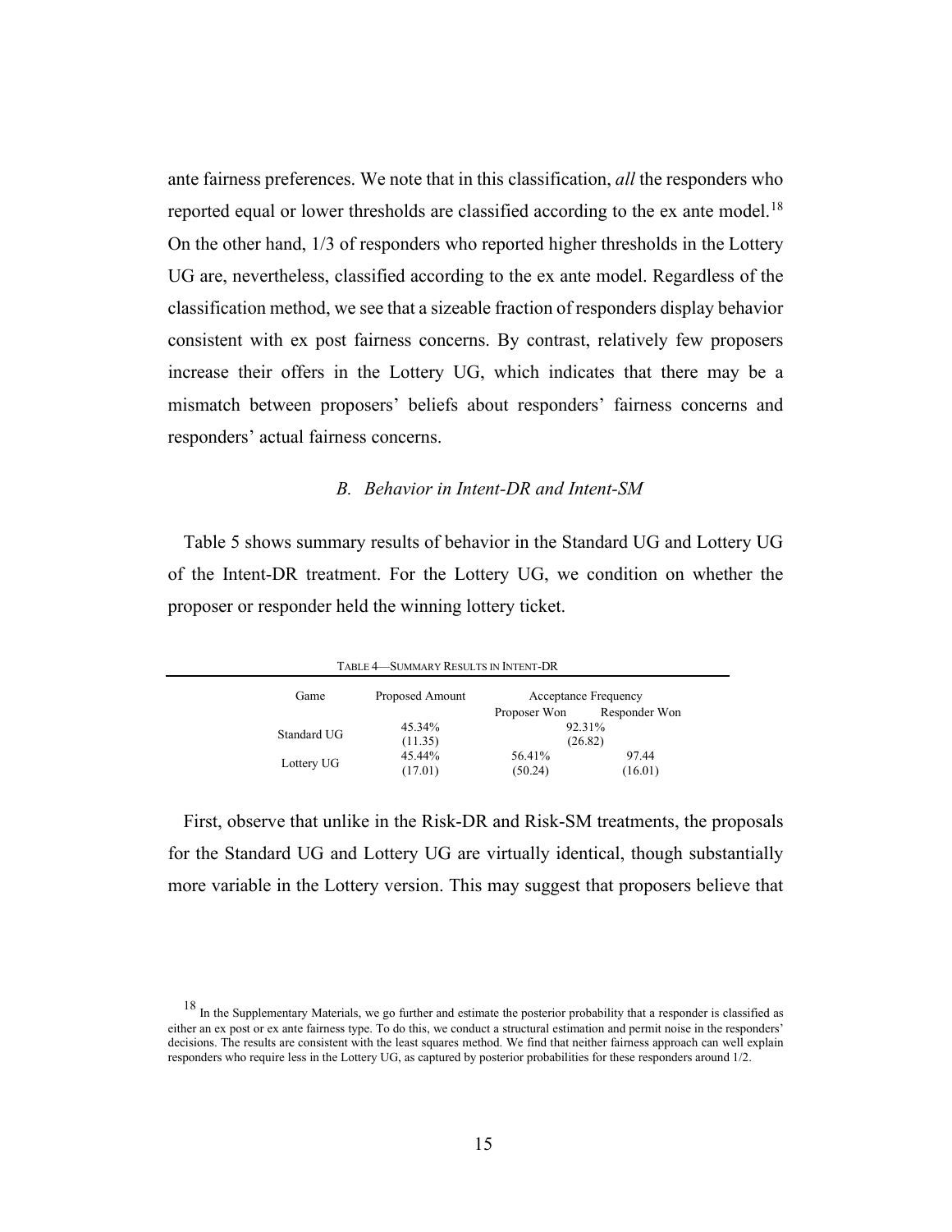ante fairness preferences. We note that in this classification, *all* the responders who reported equal or lower thresholds are classified according to the ex ante model.[18] On the other hand, 1/3 of responders who reported higher thresholds in the Lottery UG are, nevertheless, classified according to the ex ante model. Regardless of the classification method, we see that a sizeable fraction of responders display behavior consistent with ex post fairness concerns. By contrast, relatively few proposers increase their offers in the Lottery UG, which indicates that there may be a mismatch between proposers' beliefs about responders' fairness concerns and responders' actual fairness concerns.

### *B. Behavior in Intent-DR and Intent-SM*

Table 5 shows summary results of behavior in the Standard UG and Lottery UG of the Intent-DR treatment. For the Lottery UG, we condition on whether the proposer or responder held the winning lottery ticket.

TABLE 4—SUMMARY RESULTS IN INTENT-DR

| Game | Proposed Amount | Acceptance Frequency | |
|---|---|---|---|
| | | Proposer Won | Responder Won |
| Standard UG | 45.34% (11.35) | 92.31% (26.82) | |
| Lottery UG | 45.44% (17.01) | 56.41% (50.24) | 97.44 (16.01) |

First, observe that unlike in the Risk-DR and Risk-SM treatments, the proposals for the Standard UG and Lottery UG are virtually identical, though substantially more variable in the Lottery version. This may suggest that proposers believe that

[18] In the Supplementary Materials, we go further and estimate the posterior probability that a responder is classified as either an ex post or ex ante fairness type. To do this, we conduct a structural estimation and permit noise in the responders' decisions. The results are consistent with the least squares method. We find that neither fairness approach can well explain responders who require less in the Lottery UG, as captured by posterior probabilities for these responders around 1/2.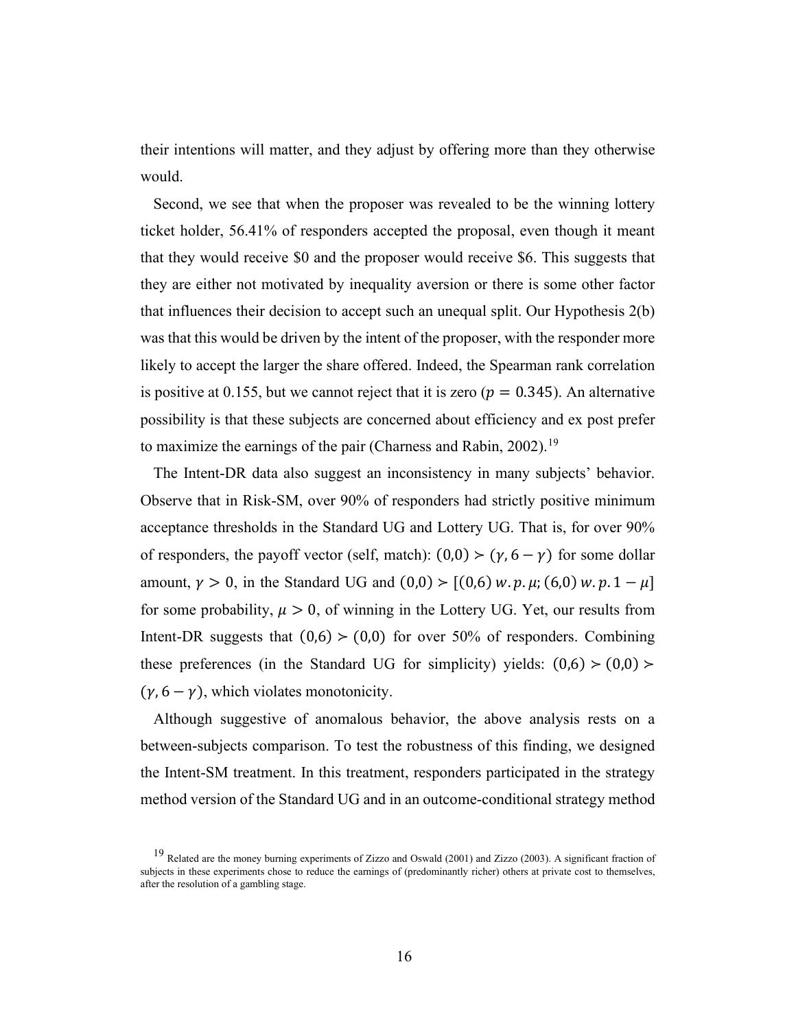their intentions will matter, and they adjust by offering more than they otherwise would.

Second, we see that when the proposer was revealed to be the winning lottery ticket holder, 56.41% of responders accepted the proposal, even though it meant that they would receive \$0 and the proposer would receive \$6. This suggests that they are either not motivated by inequality aversion or there is some other factor that influences their decision to accept such an unequal split. Our Hypothesis 2(b) was that this would be driven by the intent of the proposer, with the responder more likely to accept the larger the share offered. Indeed, the Spearman rank correlation is positive at 0.155, but we cannot reject that it is zero ($p = 0.345$). An alternative possibility is that these subjects are concerned about efficiency and ex post prefer to maximize the earnings of the pair (Charness and Rabin, 2002).[19]

The Intent-DR data also suggest an inconsistency in many subjects' behavior. Observe that in Risk-SM, over 90% of responders had strictly positive minimum acceptance thresholds in the Standard UG and Lottery UG. That is, for over 90% of responders, the payoff vector (self, match): $(0,0) \succ (\gamma, 6-\gamma)$ for some dollar amount, $\gamma > 0$, in the Standard UG and $(0,0) \succ [(0,6)\ w.p.\ \mu; (6,0)\ w.p.\ 1-\mu]$ for some probability, $\mu > 0$, of winning in the Lottery UG. Yet, our results from Intent-DR suggests that $(0,6) \succ (0,0)$ for over 50% of responders. Combining these preferences (in the Standard UG for simplicity) yields: $(0,6) \succ (0,0) \succ (\gamma, 6-\gamma)$, which violates monotonicity.

Although suggestive of anomalous behavior, the above analysis rests on a between-subjects comparison. To test the robustness of this finding, we designed the Intent-SM treatment. In this treatment, responders participated in the strategy method version of the Standard UG and in an outcome-conditional strategy method

[19] Related are the money burning experiments of Zizzo and Oswald (2001) and Zizzo (2003). A significant fraction of subjects in these experiments chose to reduce the earnings of (predominantly richer) others at private cost to themselves, after the resolution of a gambling stage.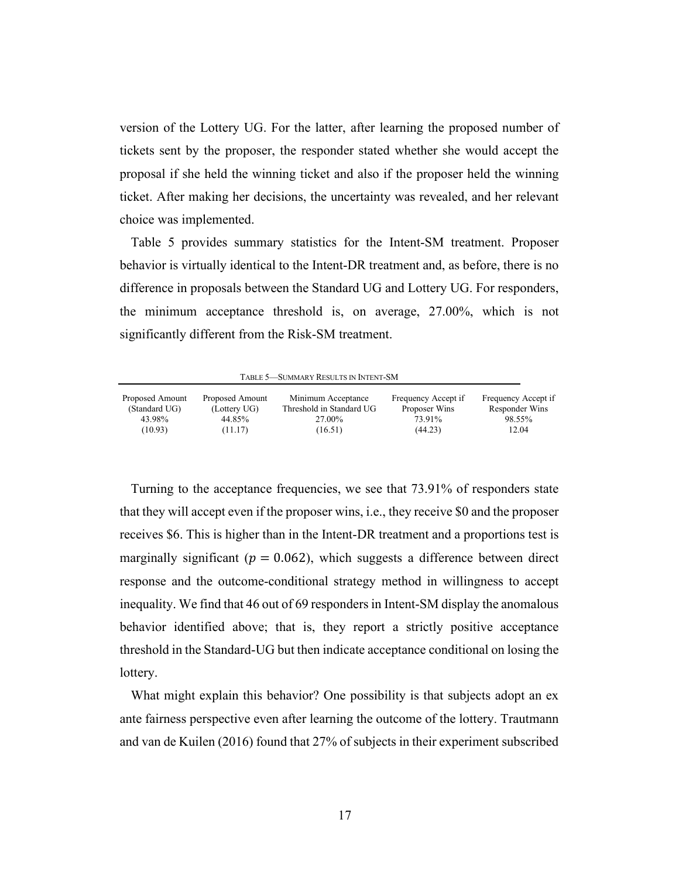version of the Lottery UG. For the latter, after learning the proposed number of tickets sent by the proposer, the responder stated whether she would accept the proposal if she held the winning ticket and also if the proposer held the winning ticket. After making her decisions, the uncertainty was revealed, and her relevant choice was implemented.

Table 5 provides summary statistics for the Intent-SM treatment. Proposer behavior is virtually identical to the Intent-DR treatment and, as before, there is no difference in proposals between the Standard UG and Lottery UG. For responders, the minimum acceptance threshold is, on average, 27.00%, which is not significantly different from the Risk-SM treatment.

TABLE 5—SUMMARY RESULTS IN INTENT-SM

| Proposed Amount (Standard UG) | Proposed Amount (Lottery UG) | Minimum Acceptance Threshold in Standard UG | Frequency Accept if Proposer Wins | Frequency Accept if Responder Wins |
|---|---|---|---|---|
| 43.98% | 44.85% | 27.00% | 73.91% | 98.55% |
| (10.93) | (11.17) | (16.51) | (44.23) | 12.04 |

Turning to the acceptance frequencies, we see that 73.91% of responders state that they will accept even if the proposer wins, i.e., they receive \$0 and the proposer receives \$6. This is higher than in the Intent-DR treatment and a proportions test is marginally significant ($p = 0.062$), which suggests a difference between direct response and the outcome-conditional strategy method in willingness to accept inequality. We find that 46 out of 69 responders in Intent-SM display the anomalous behavior identified above; that is, they report a strictly positive acceptance threshold in the Standard-UG but then indicate acceptance conditional on losing the lottery.

What might explain this behavior? One possibility is that subjects adopt an ex ante fairness perspective even after learning the outcome of the lottery. Trautmann and van de Kuilen (2016) found that 27% of subjects in their experiment subscribed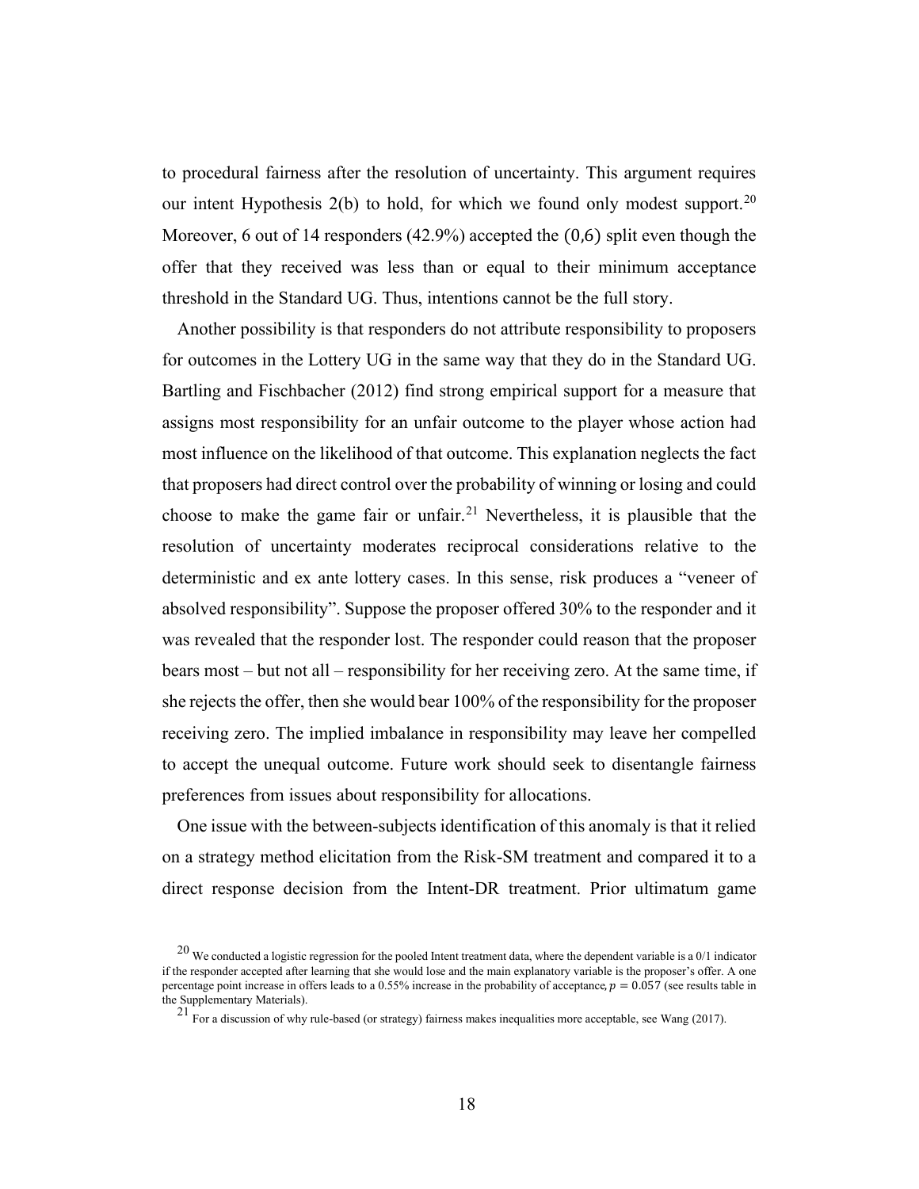to procedural fairness after the resolution of uncertainty. This argument requires our intent Hypothesis 2(b) to hold, for which we found only modest support.[20] Moreover, 6 out of 14 responders (42.9%) accepted the $(0,6)$ split even though the offer that they received was less than or equal to their minimum acceptance threshold in the Standard UG. Thus, intentions cannot be the full story.

Another possibility is that responders do not attribute responsibility to proposers for outcomes in the Lottery UG in the same way that they do in the Standard UG. Bartling and Fischbacher (2012) find strong empirical support for a measure that assigns most responsibility for an unfair outcome to the player whose action had most influence on the likelihood of that outcome. This explanation neglects the fact that proposers had direct control over the probability of winning or losing and could choose to make the game fair or unfair.[21] Nevertheless, it is plausible that the resolution of uncertainty moderates reciprocal considerations relative to the deterministic and ex ante lottery cases. In this sense, risk produces a "veneer of absolved responsibility". Suppose the proposer offered 30% to the responder and it was revealed that the responder lost. The responder could reason that the proposer bears most – but not all – responsibility for her receiving zero. At the same time, if she rejects the offer, then she would bear 100% of the responsibility for the proposer receiving zero. The implied imbalance in responsibility may leave her compelled to accept the unequal outcome. Future work should seek to disentangle fairness preferences from issues about responsibility for allocations.

One issue with the between-subjects identification of this anomaly is that it relied on a strategy method elicitation from the Risk-SM treatment and compared it to a direct response decision from the Intent-DR treatment. Prior ultimatum game

[20] We conducted a logistic regression for the pooled Intent treatment data, where the dependent variable is a 0/1 indicator if the responder accepted after learning that she would lose and the main explanatory variable is the proposer's offer. A one percentage point increase in offers leads to a 0.55% increase in the probability of acceptance, $p = 0.057$ (see results table in the Supplementary Materials).

[21] For a discussion of why rule-based (or strategy) fairness makes inequalities more acceptable, see Wang (2017).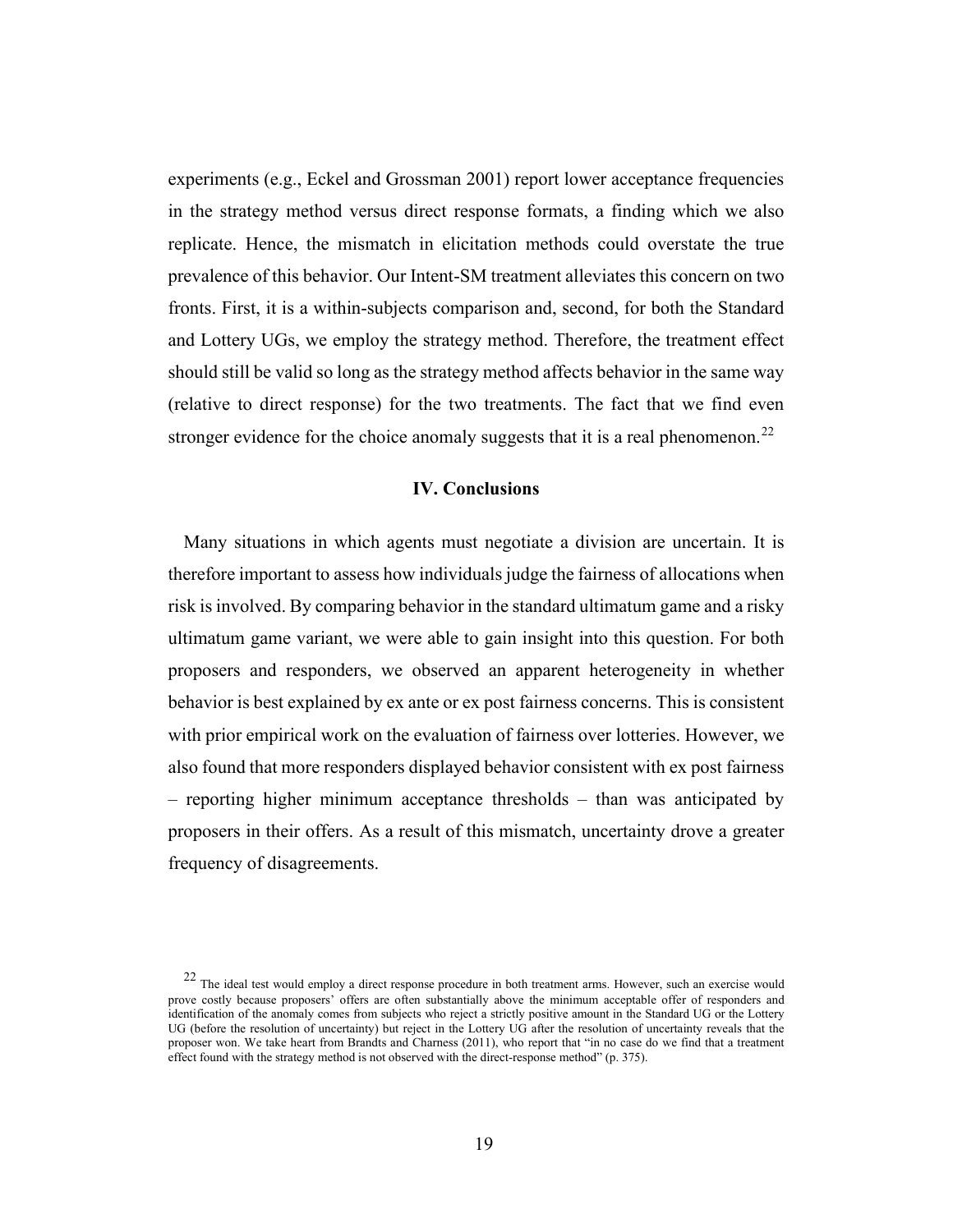experiments (e.g., Eckel and Grossman 2001) report lower acceptance frequencies in the strategy method versus direct response formats, a finding which we also replicate. Hence, the mismatch in elicitation methods could overstate the true prevalence of this behavior. Our Intent-SM treatment alleviates this concern on two fronts. First, it is a within-subjects comparison and, second, for both the Standard and Lottery UGs, we employ the strategy method. Therefore, the treatment effect should still be valid so long as the strategy method affects behavior in the same way (relative to direct response) for the two treatments. The fact that we find even stronger evidence for the choice anomaly suggests that it is a real phenomenon.[22]

## IV. Conclusions

Many situations in which agents must negotiate a division are uncertain. It is therefore important to assess how individuals judge the fairness of allocations when risk is involved. By comparing behavior in the standard ultimatum game and a risky ultimatum game variant, we were able to gain insight into this question. For both proposers and responders, we observed an apparent heterogeneity in whether behavior is best explained by ex ante or ex post fairness concerns. This is consistent with prior empirical work on the evaluation of fairness over lotteries. However, we also found that more responders displayed behavior consistent with ex post fairness – reporting higher minimum acceptance thresholds – than was anticipated by proposers in their offers. As a result of this mismatch, uncertainty drove a greater frequency of disagreements.

[22] The ideal test would employ a direct response procedure in both treatment arms. However, such an exercise would prove costly because proposers' offers are often substantially above the minimum acceptable offer of responders and identification of the anomaly comes from subjects who reject a strictly positive amount in the Standard UG or the Lottery UG (before the resolution of uncertainty) but reject in the Lottery UG after the resolution of uncertainty reveals that the proposer won. We take heart from Brandts and Charness (2011), who report that "in no case do we find that a treatment effect found with the strategy method is not observed with the direct-response method" (p. 375).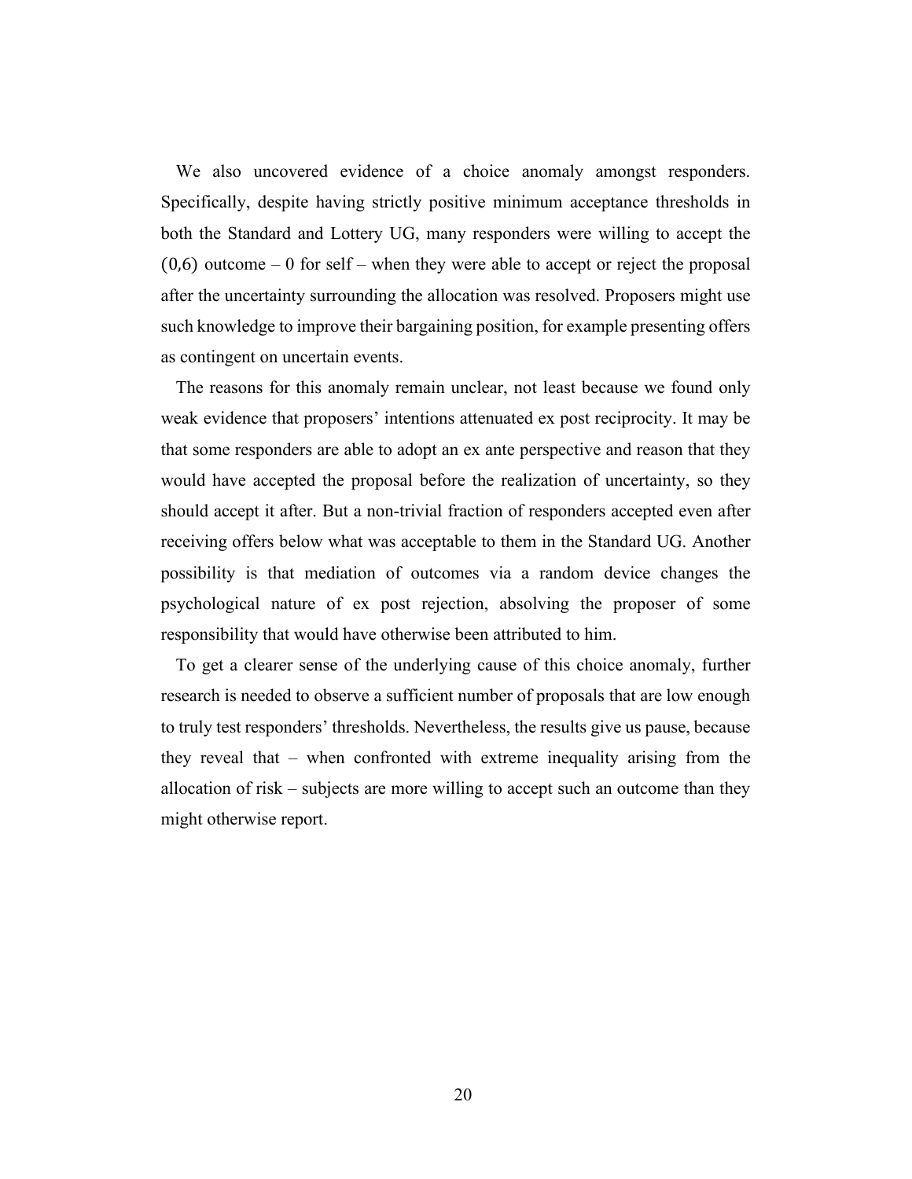We also uncovered evidence of a choice anomaly amongst responders. Specifically, despite having strictly positive minimum acceptance thresholds in both the Standard and Lottery UG, many responders were willing to accept the $(0,6)$ outcome – 0 for self – when they were able to accept or reject the proposal after the uncertainty surrounding the allocation was resolved. Proposers might use such knowledge to improve their bargaining position, for example presenting offers as contingent on uncertain events.

The reasons for this anomaly remain unclear, not least because we found only weak evidence that proposers' intentions attenuated ex post reciprocity. It may be that some responders are able to adopt an ex ante perspective and reason that they would have accepted the proposal before the realization of uncertainty, so they should accept it after. But a non-trivial fraction of responders accepted even after receiving offers below what was acceptable to them in the Standard UG. Another possibility is that mediation of outcomes via a random device changes the psychological nature of ex post rejection, absolving the proposer of some responsibility that would have otherwise been attributed to him.

To get a clearer sense of the underlying cause of this choice anomaly, further research is needed to observe a sufficient number of proposals that are low enough to truly test responders' thresholds. Nevertheless, the results give us pause, because they reveal that – when confronted with extreme inequality arising from the allocation of risk – subjects are more willing to accept such an outcome than they might otherwise report.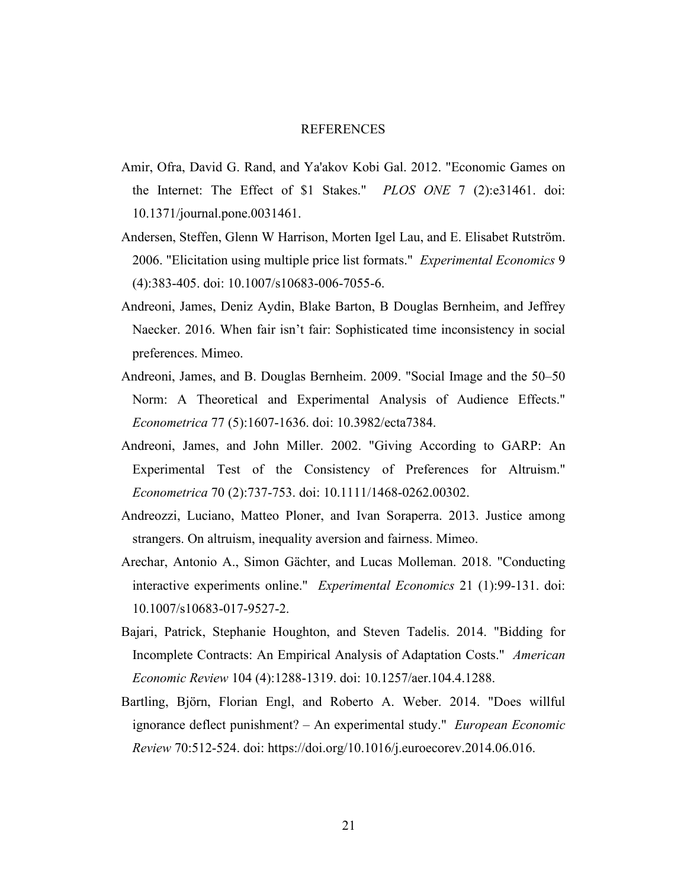# REFERENCES

Amir, Ofra, David G. Rand, and Ya'akov Kobi Gal. 2012. "Economic Games on the Internet: The Effect of $1 Stakes." *PLOS ONE* 7 (2):e31461. doi: 10.1371/journal.pone.0031461.

Andersen, Steffen, Glenn W Harrison, Morten Igel Lau, and E. Elisabet Rutström. 2006. "Elicitation using multiple price list formats." *Experimental Economics* 9 (4):383-405. doi: 10.1007/s10683-006-7055-6.

Andreoni, James, Deniz Aydin, Blake Barton, B Douglas Bernheim, and Jeffrey Naecker. 2016. When fair isn't fair: Sophisticated time inconsistency in social preferences. Mimeo.

Andreoni, James, and B. Douglas Bernheim. 2009. "Social Image and the 50–50 Norm: A Theoretical and Experimental Analysis of Audience Effects." *Econometrica* 77 (5):1607-1636. doi: 10.3982/ecta7384.

Andreoni, James, and John Miller. 2002. "Giving According to GARP: An Experimental Test of the Consistency of Preferences for Altruism." *Econometrica* 70 (2):737-753. doi: 10.1111/1468-0262.00302.

Andreozzi, Luciano, Matteo Ploner, and Ivan Soraperra. 2013. Justice among strangers. On altruism, inequality aversion and fairness. Mimeo.

Arechar, Antonio A., Simon Gächter, and Lucas Molleman. 2018. "Conducting interactive experiments online." *Experimental Economics* 21 (1):99-131. doi: 10.1007/s10683-017-9527-2.

Bajari, Patrick, Stephanie Houghton, and Steven Tadelis. 2014. "Bidding for Incomplete Contracts: An Empirical Analysis of Adaptation Costs." *American Economic Review* 104 (4):1288-1319. doi: 10.1257/aer.104.4.1288.

Bartling, Björn, Florian Engl, and Roberto A. Weber. 2014. "Does willful ignorance deflect punishment? – An experimental study." *European Economic Review* 70:512-524. doi: https://doi.org/10.1016/j.euroecorev.2014.06.016.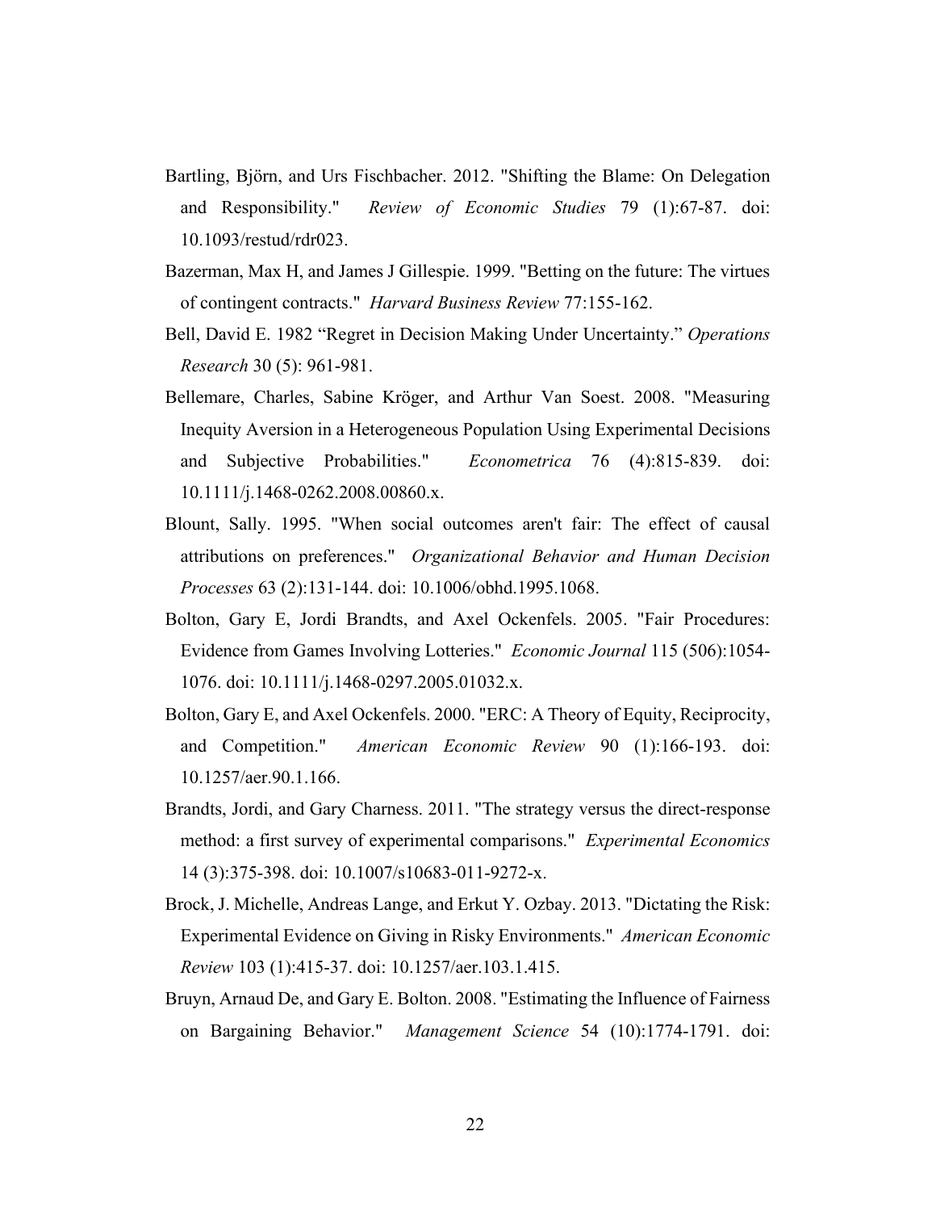Bartling, Björn, and Urs Fischbacher. 2012. "Shifting the Blame: On Delegation and Responsibility." *Review of Economic Studies* 79 (1):67-87. doi: 10.1093/restud/rdr023.

Bazerman, Max H, and James J Gillespie. 1999. "Betting on the future: The virtues of contingent contracts." *Harvard Business Review* 77:155-162.

Bell, David E. 1982 "Regret in Decision Making Under Uncertainty." *Operations Research* 30 (5): 961-981.

Bellemare, Charles, Sabine Kröger, and Arthur Van Soest. 2008. "Measuring Inequity Aversion in a Heterogeneous Population Using Experimental Decisions and Subjective Probabilities." *Econometrica* 76 (4):815-839. doi: 10.1111/j.1468-0262.2008.00860.x.

Blount, Sally. 1995. "When social outcomes aren't fair: The effect of causal attributions on preferences." *Organizational Behavior and Human Decision Processes* 63 (2):131-144. doi: 10.1006/obhd.1995.1068.

Bolton, Gary E, Jordi Brandts, and Axel Ockenfels. 2005. "Fair Procedures: Evidence from Games Involving Lotteries." *Economic Journal* 115 (506):1054-1076. doi: 10.1111/j.1468-0297.2005.01032.x.

Bolton, Gary E, and Axel Ockenfels. 2000. "ERC: A Theory of Equity, Reciprocity, and Competition." *American Economic Review* 90 (1):166-193. doi: 10.1257/aer.90.1.166.

Brandts, Jordi, and Gary Charness. 2011. "The strategy versus the direct-response method: a first survey of experimental comparisons." *Experimental Economics* 14 (3):375-398. doi: 10.1007/s10683-011-9272-x.

Brock, J. Michelle, Andreas Lange, and Erkut Y. Ozbay. 2013. "Dictating the Risk: Experimental Evidence on Giving in Risky Environments." *American Economic Review* 103 (1):415-37. doi: 10.1257/aer.103.1.415.

Bruyn, Arnaud De, and Gary E. Bolton. 2008. "Estimating the Influence of Fairness on Bargaining Behavior." *Management Science* 54 (10):1774-1791. doi: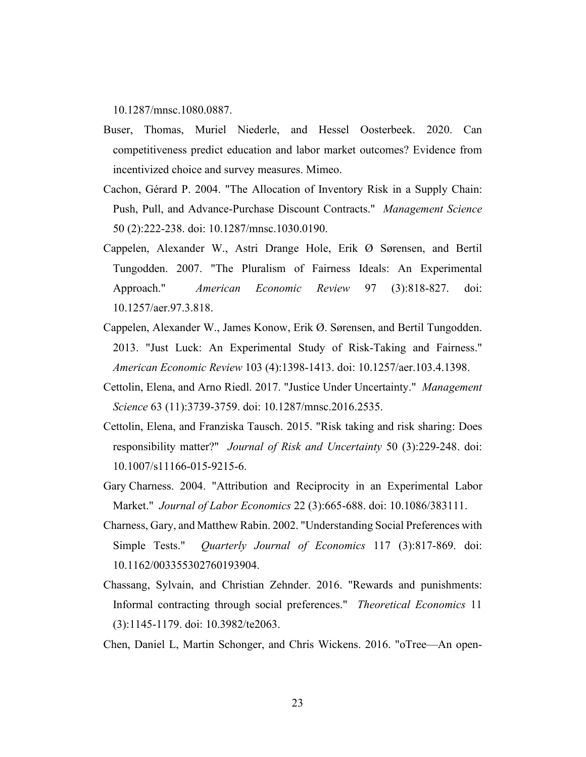10.1287/mnsc.1080.0887.

Buser, Thomas, Muriel Niederle, and Hessel Oosterbeek. 2020. Can competitiveness predict education and labor market outcomes? Evidence from incentivized choice and survey measures. Mimeo.

Cachon, Gérard P. 2004. "The Allocation of Inventory Risk in a Supply Chain: Push, Pull, and Advance-Purchase Discount Contracts." *Management Science* 50 (2):222-238. doi: 10.1287/mnsc.1030.0190.

Cappelen, Alexander W., Astri Drange Hole, Erik Ø Sørensen, and Bertil Tungodden. 2007. "The Pluralism of Fairness Ideals: An Experimental Approach." *American Economic Review* 97 (3):818-827. doi: 10.1257/aer.97.3.818.

Cappelen, Alexander W., James Konow, Erik Ø. Sørensen, and Bertil Tungodden. 2013. "Just Luck: An Experimental Study of Risk-Taking and Fairness." *American Economic Review* 103 (4):1398-1413. doi: 10.1257/aer.103.4.1398.

Cettolin, Elena, and Arno Riedl. 2017. "Justice Under Uncertainty." *Management Science* 63 (11):3739-3759. doi: 10.1287/mnsc.2016.2535.

Cettolin, Elena, and Franziska Tausch. 2015. "Risk taking and risk sharing: Does responsibility matter?" *Journal of Risk and Uncertainty* 50 (3):229-248. doi: 10.1007/s11166-015-9215-6.

Gary Charness. 2004. "Attribution and Reciprocity in an Experimental Labor Market." *Journal of Labor Economics* 22 (3):665-688. doi: 10.1086/383111.

Charness, Gary, and Matthew Rabin. 2002. "Understanding Social Preferences with Simple Tests." *Quarterly Journal of Economics* 117 (3):817-869. doi: 10.1162/003355302760193904.

Chassang, Sylvain, and Christian Zehnder. 2016. "Rewards and punishments: Informal contracting through social preferences." *Theoretical Economics* 11 (3):1145-1179. doi: 10.3982/te2063.

Chen, Daniel L, Martin Schonger, and Chris Wickens. 2016. "oTree—An open-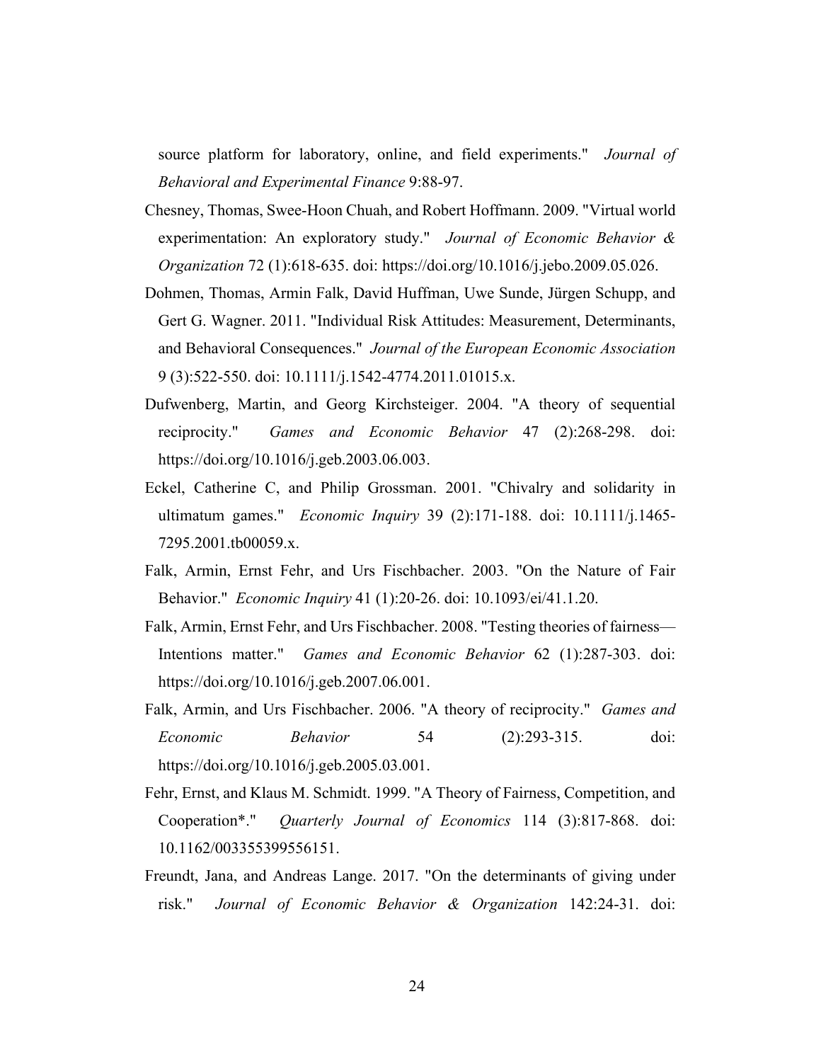source platform for laboratory, online, and field experiments." *Journal of Behavioral and Experimental Finance* 9:88-97.

Chesney, Thomas, Swee-Hoon Chuah, and Robert Hoffmann. 2009. "Virtual world experimentation: An exploratory study." *Journal of Economic Behavior & Organization* 72 (1):618-635. doi: https://doi.org/10.1016/j.jebo.2009.05.026.

Dohmen, Thomas, Armin Falk, David Huffman, Uwe Sunde, Jürgen Schupp, and Gert G. Wagner. 2011. "Individual Risk Attitudes: Measurement, Determinants, and Behavioral Consequences." *Journal of the European Economic Association* 9 (3):522-550. doi: 10.1111/j.1542-4774.2011.01015.x.

Dufwenberg, Martin, and Georg Kirchsteiger. 2004. "A theory of sequential reciprocity." *Games and Economic Behavior* 47 (2):268-298. doi: https://doi.org/10.1016/j.geb.2003.06.003.

Eckel, Catherine C, and Philip Grossman. 2001. "Chivalry and solidarity in ultimatum games." *Economic Inquiry* 39 (2):171-188. doi: 10.1111/j.1465-7295.2001.tb00059.x.

Falk, Armin, Ernst Fehr, and Urs Fischbacher. 2003. "On the Nature of Fair Behavior." *Economic Inquiry* 41 (1):20-26. doi: 10.1093/ei/41.1.20.

Falk, Armin, Ernst Fehr, and Urs Fischbacher. 2008. "Testing theories of fairness—Intentions matter." *Games and Economic Behavior* 62 (1):287-303. doi: https://doi.org/10.1016/j.geb.2007.06.001.

Falk, Armin, and Urs Fischbacher. 2006. "A theory of reciprocity." *Games and Economic Behavior* 54 (2):293-315. doi: https://doi.org/10.1016/j.geb.2005.03.001.

Fehr, Ernst, and Klaus M. Schmidt. 1999. "A Theory of Fairness, Competition, and Cooperation*." *Quarterly Journal of Economics* 114 (3):817-868. doi: 10.1162/003355399556151.

Freundt, Jana, and Andreas Lange. 2017. "On the determinants of giving under risk." *Journal of Economic Behavior & Organization* 142:24-31. doi: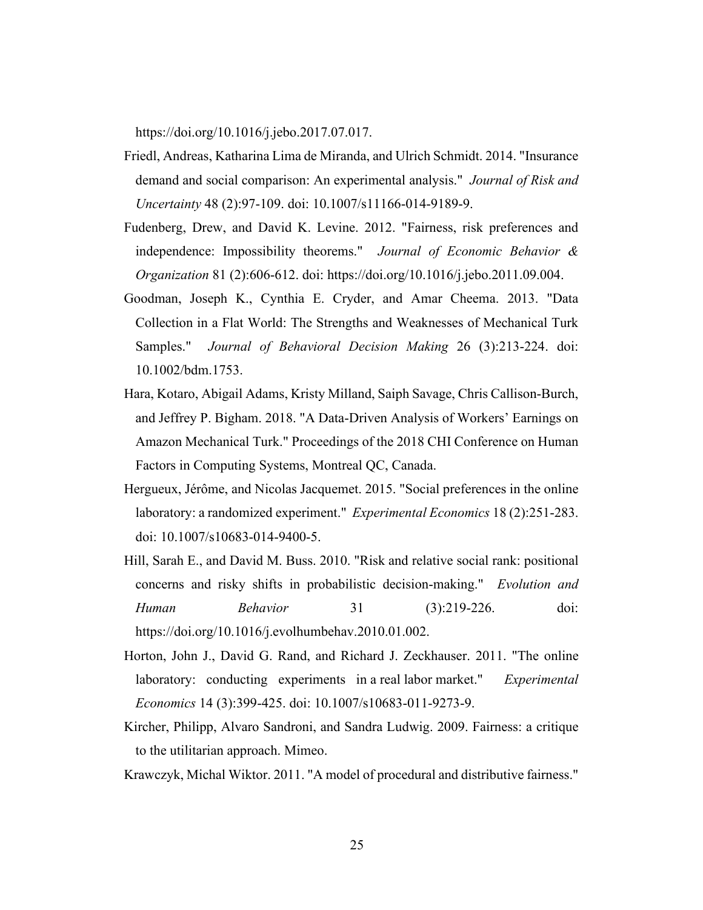https://doi.org/10.1016/j.jebo.2017.07.017.

Friedl, Andreas, Katharina Lima de Miranda, and Ulrich Schmidt. 2014. "Insurance demand and social comparison: An experimental analysis." *Journal of Risk and Uncertainty* 48 (2):97-109. doi: 10.1007/s11166-014-9189-9.

Fudenberg, Drew, and David K. Levine. 2012. "Fairness, risk preferences and independence: Impossibility theorems." *Journal of Economic Behavior & Organization* 81 (2):606-612. doi: https://doi.org/10.1016/j.jebo.2011.09.004.

Goodman, Joseph K., Cynthia E. Cryder, and Amar Cheema. 2013. "Data Collection in a Flat World: The Strengths and Weaknesses of Mechanical Turk Samples." *Journal of Behavioral Decision Making* 26 (3):213-224. doi: 10.1002/bdm.1753.

Hara, Kotaro, Abigail Adams, Kristy Milland, Saiph Savage, Chris Callison-Burch, and Jeffrey P. Bigham. 2018. "A Data-Driven Analysis of Workers' Earnings on Amazon Mechanical Turk." Proceedings of the 2018 CHI Conference on Human Factors in Computing Systems, Montreal QC, Canada.

Hergueux, Jérôme, and Nicolas Jacquemet. 2015. "Social preferences in the online laboratory: a randomized experiment." *Experimental Economics* 18 (2):251-283. doi: 10.1007/s10683-014-9400-5.

Hill, Sarah E., and David M. Buss. 2010. "Risk and relative social rank: positional concerns and risky shifts in probabilistic decision-making." *Evolution and Human Behavior* 31 (3):219-226. doi: https://doi.org/10.1016/j.evolhumbehav.2010.01.002.

Horton, John J., David G. Rand, and Richard J. Zeckhauser. 2011. "The online laboratory: conducting experiments in a real labor market." *Experimental Economics* 14 (3):399-425. doi: 10.1007/s10683-011-9273-9.

Kircher, Philipp, Alvaro Sandroni, and Sandra Ludwig. 2009. Fairness: a critique to the utilitarian approach. Mimeo.

Krawczyk, Michal Wiktor. 2011. "A model of procedural and distributive fairness."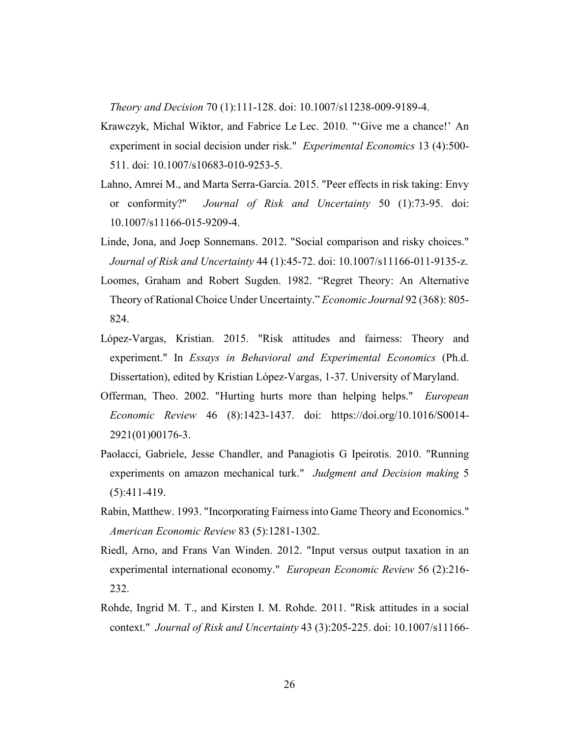*Theory and Decision* 70 (1):111-128. doi: 10.1007/s11238-009-9189-4.

Krawczyk, Michal Wiktor, and Fabrice Le Lec. 2010. "'Give me a chance!' An experiment in social decision under risk." *Experimental Economics* 13 (4):500-511. doi: 10.1007/s10683-010-9253-5.

Lahno, Amrei M., and Marta Serra-Garcia. 2015. "Peer effects in risk taking: Envy or conformity?" *Journal of Risk and Uncertainty* 50 (1):73-95. doi: 10.1007/s11166-015-9209-4.

Linde, Jona, and Joep Sonnemans. 2012. "Social comparison and risky choices." *Journal of Risk and Uncertainty* 44 (1):45-72. doi: 10.1007/s11166-011-9135-z.

Loomes, Graham and Robert Sugden. 1982. "Regret Theory: An Alternative Theory of Rational Choice Under Uncertainty." *Economic Journal* 92 (368): 805-824.

López-Vargas, Kristian. 2015. "Risk attitudes and fairness: Theory and experiment." In *Essays in Behavioral and Experimental Economics* (Ph.d. Dissertation), edited by Kristian López-Vargas, 1-37. University of Maryland.

Offerman, Theo. 2002. "Hurting hurts more than helping helps." *European Economic Review* 46 (8):1423-1437. doi: https://doi.org/10.1016/S0014-2921(01)00176-3.

Paolacci, Gabriele, Jesse Chandler, and Panagiotis G Ipeirotis. 2010. "Running experiments on amazon mechanical turk." *Judgment and Decision making* 5 (5):411-419.

Rabin, Matthew. 1993. "Incorporating Fairness into Game Theory and Economics." *American Economic Review* 83 (5):1281-1302.

Riedl, Arno, and Frans Van Winden. 2012. "Input versus output taxation in an experimental international economy." *European Economic Review* 56 (2):216-232.

Rohde, Ingrid M. T., and Kirsten I. M. Rohde. 2011. "Risk attitudes in a social context." *Journal of Risk and Uncertainty* 43 (3):205-225. doi: 10.1007/s11166-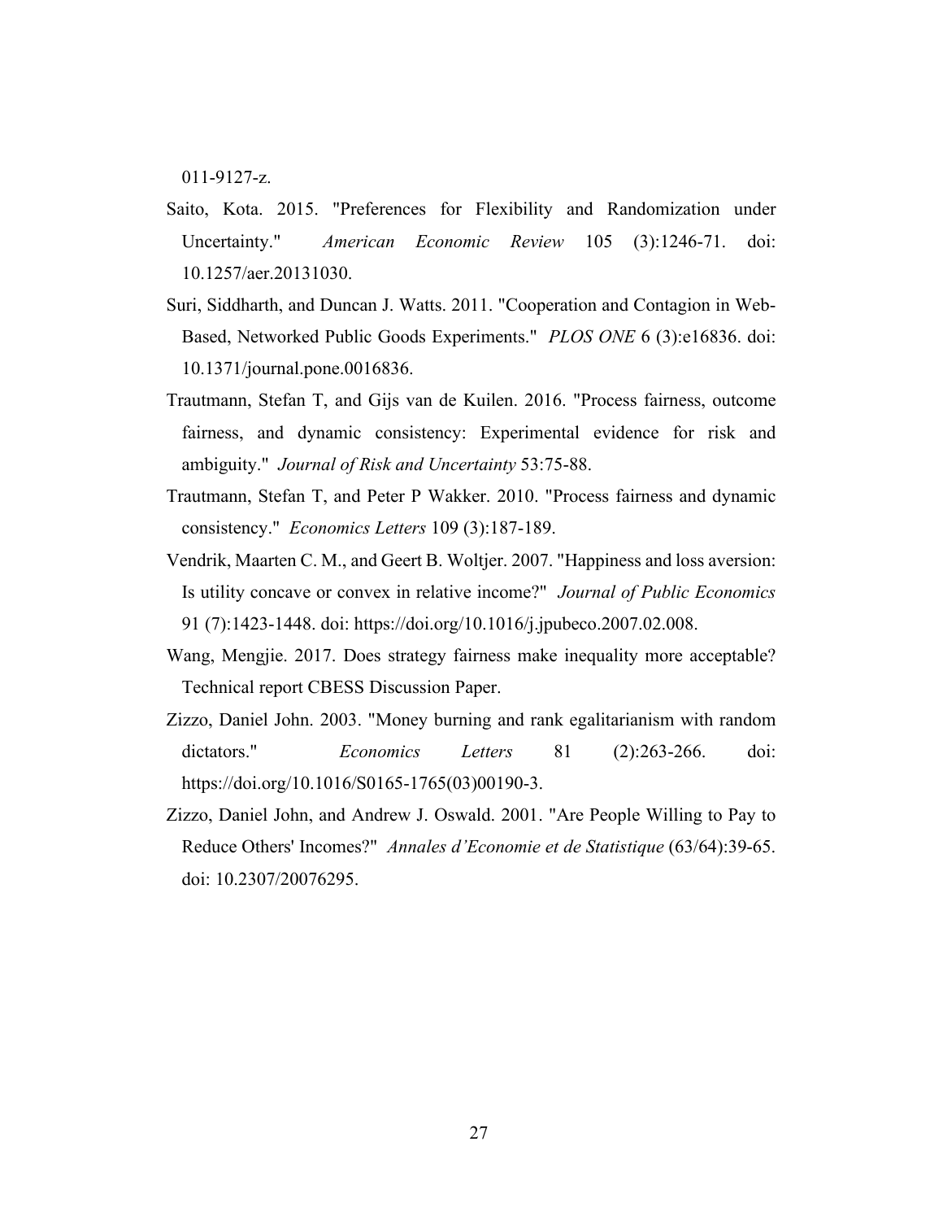011-9127-z.

Saito, Kota. 2015. "Preferences for Flexibility and Randomization under Uncertainty." *American Economic Review* 105 (3):1246-71. doi: 10.1257/aer.20131030.

Suri, Siddharth, and Duncan J. Watts. 2011. "Cooperation and Contagion in Web-Based, Networked Public Goods Experiments." *PLOS ONE* 6 (3):e16836. doi: 10.1371/journal.pone.0016836.

Trautmann, Stefan T, and Gijs van de Kuilen. 2016. "Process fairness, outcome fairness, and dynamic consistency: Experimental evidence for risk and ambiguity." *Journal of Risk and Uncertainty* 53:75-88.

Trautmann, Stefan T, and Peter P Wakker. 2010. "Process fairness and dynamic consistency." *Economics Letters* 109 (3):187-189.

Vendrik, Maarten C. M., and Geert B. Woltjer. 2007. "Happiness and loss aversion: Is utility concave or convex in relative income?" *Journal of Public Economics* 91 (7):1423-1448. doi: https://doi.org/10.1016/j.jpubeco.2007.02.008.

Wang, Mengjie. 2017. Does strategy fairness make inequality more acceptable? Technical report CBESS Discussion Paper.

Zizzo, Daniel John. 2003. "Money burning and rank egalitarianism with random dictators." *Economics Letters* 81 (2):263-266. doi: https://doi.org/10.1016/S0165-1765(03)00190-3.

Zizzo, Daniel John, and Andrew J. Oswald. 2001. "Are People Willing to Pay to Reduce Others' Incomes?" *Annales d'Economie et de Statistique* (63/64):39-65. doi: 10.2307/20076295.